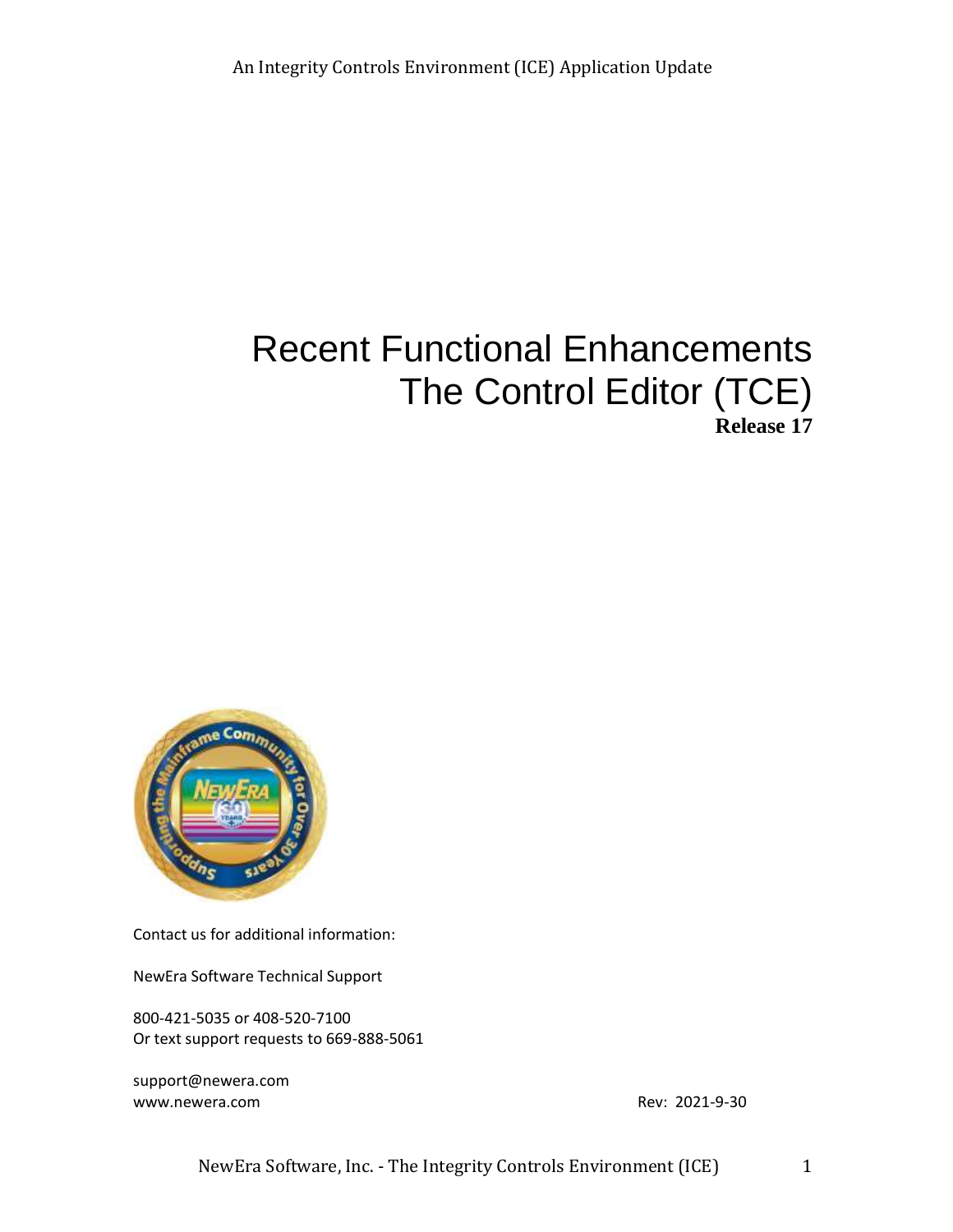An Integrity Controls Environment (ICE) Application Update

# Recent Functional Enhancements
# The Control Editor (TCE)

**Release 17**

Contact us for additional information:

NewEra Software Technical Support

800-421-5035 or 408-520-7100
Or text support requests to 669-888-5061

support@newera.com
www.newera.com

Rev: 2021-9-30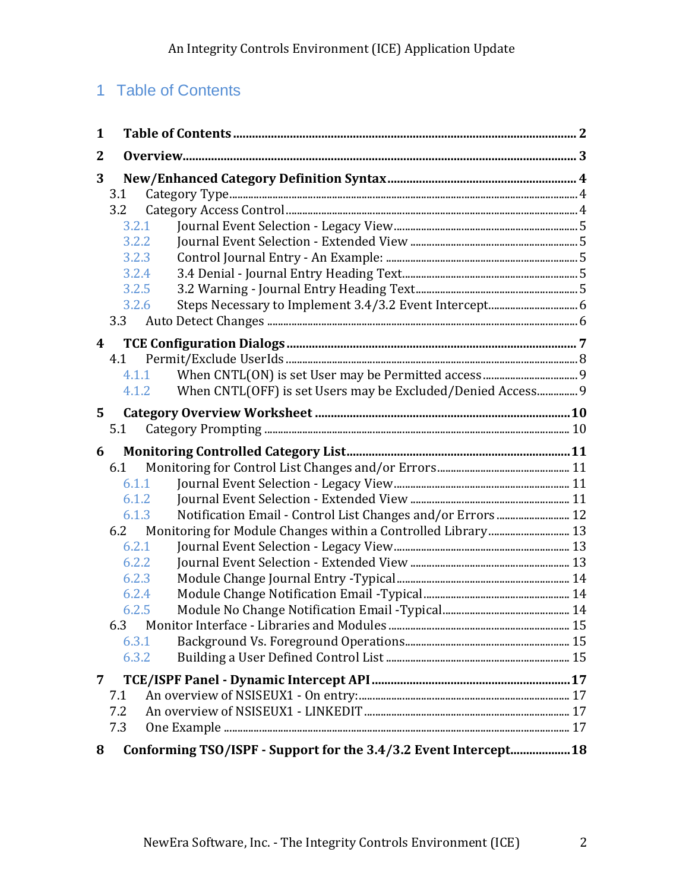# 1 Table of Contents

**1 Table of Contents ........ 2**

**2 Overview ........ 3**

**3 New/Enhanced Category Definition Syntax ........ 4**

- 3.1 Category Type ........ 4
- 3.2 Category Access Control ........ 4
  - 3.2.1 Journal Event Selection - Legacy View ........ 5
  - 3.2.2 Journal Event Selection - Extended View ........ 5
  - 3.2.3 Control Journal Entry - An Example: ........ 5
  - 3.2.4 3.4 Denial - Journal Entry Heading Text ........ 5
  - 3.2.5 3.2 Warning - Journal Entry Heading Text ........ 5
  - 3.2.6 Steps Necessary to Implement 3.4/3.2 Event Intercept ........ 6
- 3.3 Auto Detect Changes ........ 6

**4 TCE Configuration Dialogs ........ 7**

- 4.1 Permit/Exclude UserIds ........ 8
  - 4.1.1 When CNTL(ON) is set User may be Permitted access ........ 9
  - 4.1.2 When CNTL(OFF) is set Users may be Excluded/Denied Access ........ 9

**5 Category Overview Worksheet ........ 10**

- 5.1 Category Prompting ........ 10

**6 Monitoring Controlled Category List ........ 11**

- 6.1 Monitoring for Control List Changes and/or Errors ........ 11
  - 6.1.1 Journal Event Selection - Legacy View ........ 11
  - 6.1.2 Journal Event Selection - Extended View ........ 11
  - 6.1.3 Notification Email - Control List Changes and/or Errors ........ 12
- 6.2 Monitoring for Module Changes within a Controlled Library ........ 13
  - 6.2.1 Journal Event Selection - Legacy View ........ 13
  - 6.2.2 Journal Event Selection - Extended View ........ 13
  - 6.2.3 Module Change Journal Entry -Typical ........ 14
  - 6.2.4 Module Change Notification Email -Typical ........ 14
  - 6.2.5 Module No Change Notification Email -Typical ........ 14
- 6.3 Monitor Interface - Libraries and Modules ........ 15
  - 6.3.1 Background Vs. Foreground Operations ........ 15
  - 6.3.2 Building a User Defined Control List ........ 15

**7 TCE/ISPF Panel - Dynamic Intercept API ........ 17**

- 7.1 An overview of NSISEUX1 - On entry: ........ 17
- 7.2 An overview of NSISEUX1 - LINKEDIT ........ 17
- 7.3 One Example ........ 17

**8 Conforming TSO/ISPF - Support for the 3.4/3.2 Event Intercept ........ 18**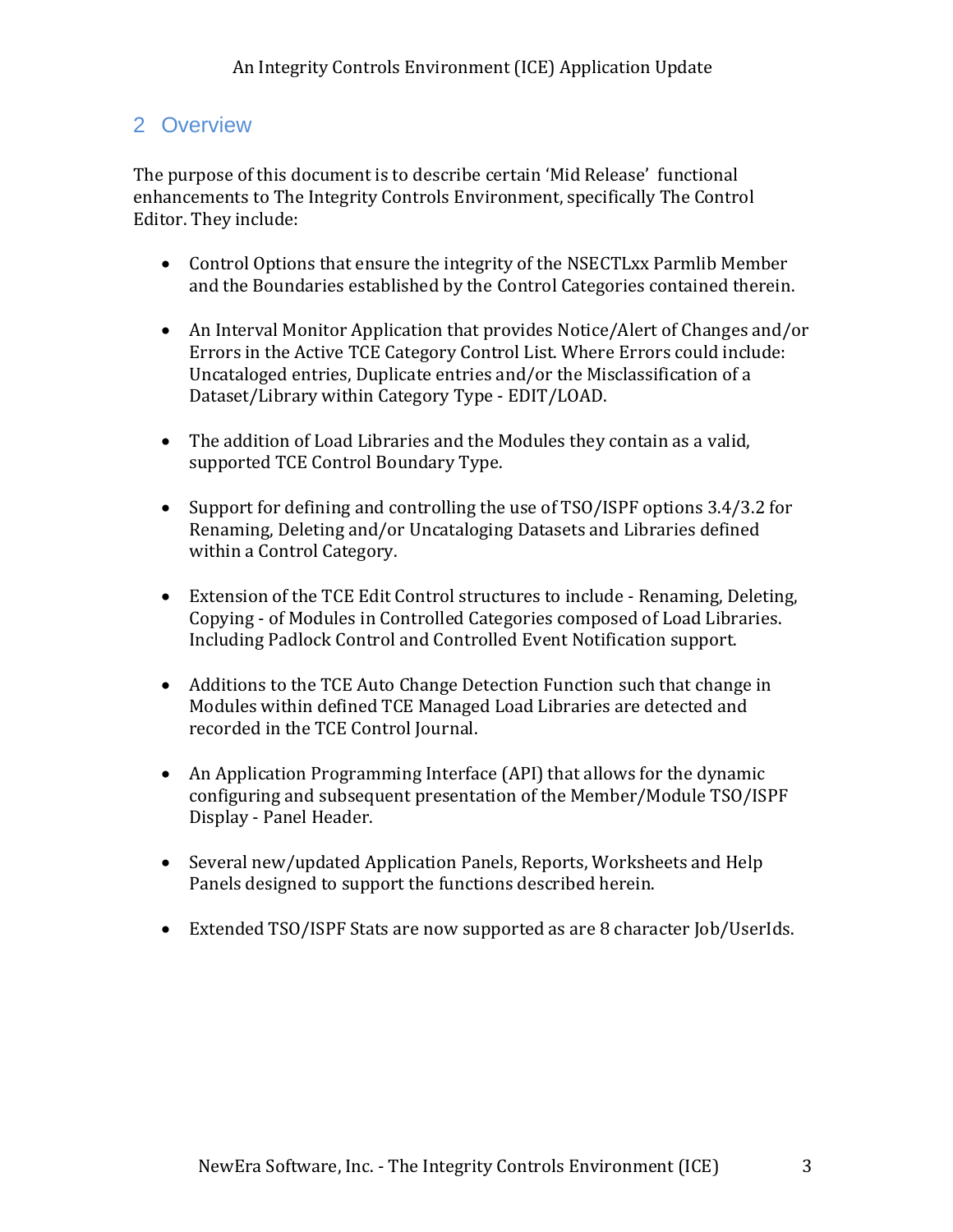## 2 Overview

The purpose of this document is to describe certain 'Mid Release' functional enhancements to The Integrity Controls Environment, specifically The Control Editor. They include:

- Control Options that ensure the integrity of the NSECTLxx Parmlib Member and the Boundaries established by the Control Categories contained therein.

- An Interval Monitor Application that provides Notice/Alert of Changes and/or Errors in the Active TCE Category Control List. Where Errors could include: Uncataloged entries, Duplicate entries and/or the Misclassification of a Dataset/Library within Category Type - EDIT/LOAD.

- The addition of Load Libraries and the Modules they contain as a valid, supported TCE Control Boundary Type.

- Support for defining and controlling the use of TSO/ISPF options 3.4/3.2 for Renaming, Deleting and/or Uncataloging Datasets and Libraries defined within a Control Category.

- Extension of the TCE Edit Control structures to include - Renaming, Deleting, Copying - of Modules in Controlled Categories composed of Load Libraries. Including Padlock Control and Controlled Event Notification support.

- Additions to the TCE Auto Change Detection Function such that change in Modules within defined TCE Managed Load Libraries are detected and recorded in the TCE Control Journal.

- An Application Programming Interface (API) that allows for the dynamic configuring and subsequent presentation of the Member/Module TSO/ISPF Display - Panel Header.

- Several new/updated Application Panels, Reports, Worksheets and Help Panels designed to support the functions described herein.

- Extended TSO/ISPF Stats are now supported as are 8 character Job/UserIds.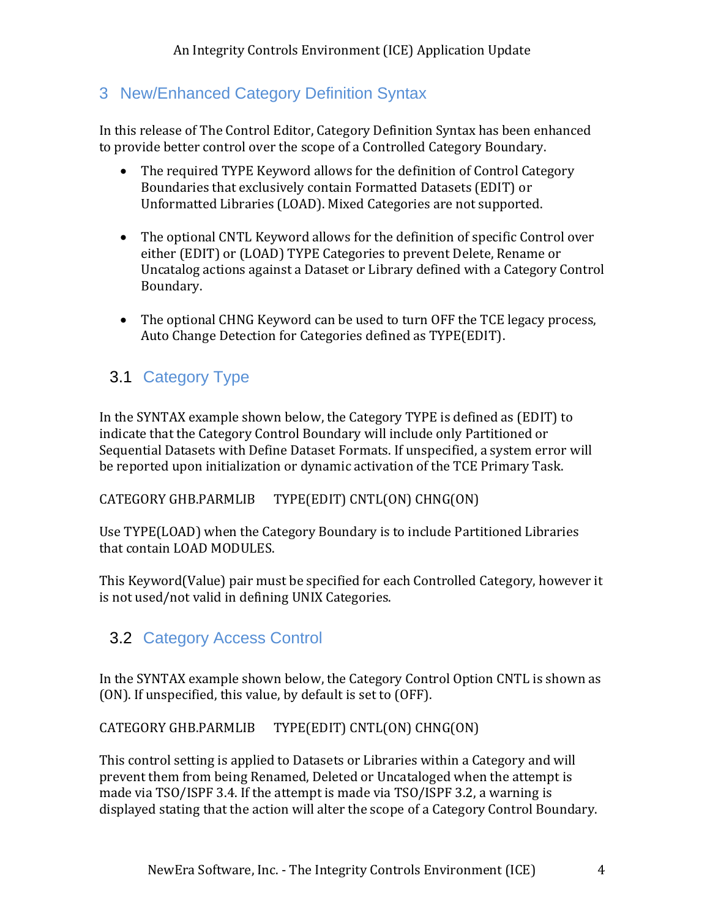# 3 New/Enhanced Category Definition Syntax

In this release of The Control Editor, Category Definition Syntax has been enhanced to provide better control over the scope of a Controlled Category Boundary.

- The required TYPE Keyword allows for the definition of Control Category Boundaries that exclusively contain Formatted Datasets (EDIT) or Unformatted Libraries (LOAD). Mixed Categories are not supported.

- The optional CNTL Keyword allows for the definition of specific Control over either (EDIT) or (LOAD) TYPE Categories to prevent Delete, Rename or Uncatalog actions against a Dataset or Library defined with a Category Control Boundary.

- The optional CHNG Keyword can be used to turn OFF the TCE legacy process, Auto Change Detection for Categories defined as TYPE(EDIT).

## 3.1 Category Type

In the SYNTAX example shown below, the Category TYPE is defined as (EDIT) to indicate that the Category Control Boundary will include only Partitioned or Sequential Datasets with Define Dataset Formats. If unspecified, a system error will be reported upon initialization or dynamic activation of the TCE Primary Task.

```
CATEGORY GHB.PARMLIB     TYPE(EDIT) CNTL(ON) CHNG(ON)
```

Use TYPE(LOAD) when the Category Boundary is to include Partitioned Libraries that contain LOAD MODULES.

This Keyword(Value) pair must be specified for each Controlled Category, however it is not used/not valid in defining UNIX Categories.

## 3.2 Category Access Control

In the SYNTAX example shown below, the Category Control Option CNTL is shown as (ON). If unspecified, this value, by default is set to (OFF).

```
CATEGORY GHB.PARMLIB     TYPE(EDIT) CNTL(ON) CHNG(ON)
```

This control setting is applied to Datasets or Libraries within a Category and will prevent them from being Renamed, Deleted or Uncataloged when the attempt is made via TSO/ISPF 3.4. If the attempt is made via TSO/ISPF 3.2, a warning is displayed stating that the action will alter the scope of a Category Control Boundary.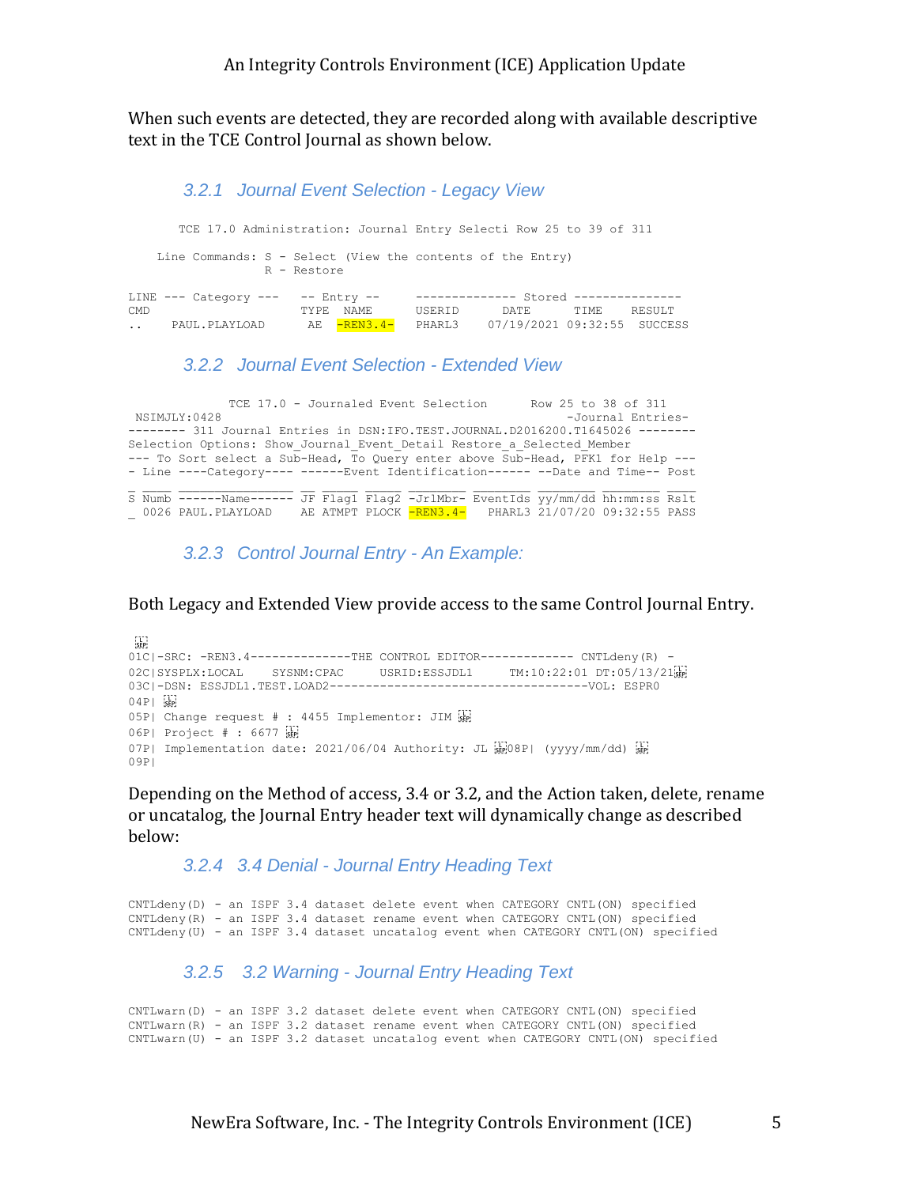When such events are detected, they are recorded along with available descriptive text in the TCE Control Journal as shown below.

### 3.2.1 Journal Event Selection - Legacy View

```
      TCE 17.0 Administration: Journal Entry Selecti Row 25 to 39 of 311

   Line Commands: S - Select (View the contents of the Entry)
                  R - Restore

LINE --- Category ---   -- Entry --     -------------- Stored ---------------
CMD                     TYPE  NAME      USERID      DATE      TIME    RESULT
..    PAUL.PLAYLOAD      AE  -REN3.4-   PHARL3    07/19/2021 09:32:55  SUCCESS
```

### 3.2.2 Journal Event Selection - Extended View

```
             TCE 17.0 - Journaled Event Selection      Row 25 to 38 of 311
 NSIMJLY:0428                                                -Journal Entries-
-------- 311 Journal Entries in DSN:IFO.TEST.JOURNAL.D2016200.T1645026 --------
Selection Options: Show_Journal_Event_Detail Restore_a_Selected_Member
--- To Sort select a Sub-Head, To Query enter above Sub-Head, PFK1 for Help ---
- Line ----Category---- ------Event Identification------ --Date and Time-- Post
_ ____ ______________ __ _____ _____ ________ ________ ________ ________ ____
S Numb ------Name------ JF Flag1 Flag2 -JrlMbr- EventIds yy/mm/dd hh:mm:ss Rslt
_ 0026 PAUL.PLAYLOAD    AE ATMPT PLOCK -REN3.4-   PHARL3 21/07/20 09:32:55 PASS
```

### 3.2.3 Control Journal Entry - An Example:

Both Legacy and Extended View provide access to the same Control Journal Entry.

```
01C|-SRC: -REN3.4--------------THE CONTROL EDITOR------------- CNTLdeny(R) -
02C|SYSPLX:LOCAL    SYSNM:CPAC     USRID:ESSJDL1     TM:10:22:01 DT:05/13/21
03C|-DSN: ESSJDL1.TEST.LOAD2------------------------------------VOL: ESPR0
04P|
05P| Change request # : 4455 Implementor: JIM
06P| Project # : 6677
07P| Implementation date: 2021/06/04 Authority: JL 08P| (yyyy/mm/dd)
09P|
```

Depending on the Method of access, 3.4 or 3.2, and the Action taken, delete, rename or uncatalog, the Journal Entry header text will dynamically change as described below:

### 3.2.4 3.4 Denial - Journal Entry Heading Text

```
CNTLdeny(D) - an ISPF 3.4 dataset delete event when CATEGORY CNTL(ON) specified
CNTLdeny(R) - an ISPF 3.4 dataset rename event when CATEGORY CNTL(ON) specified
CNTLdeny(U) - an ISPF 3.4 dataset uncatalog event when CATEGORY CNTL(ON) specified
```

### 3.2.5 3.2 Warning - Journal Entry Heading Text

```
CNTLwarn(D) - an ISPF 3.2 dataset delete event when CATEGORY CNTL(ON) specified
CNTLwarn(R) - an ISPF 3.2 dataset rename event when CATEGORY CNTL(ON) specified
CNTLwarn(U) - an ISPF 3.2 dataset uncatalog event when CATEGORY CNTL(ON) specified
```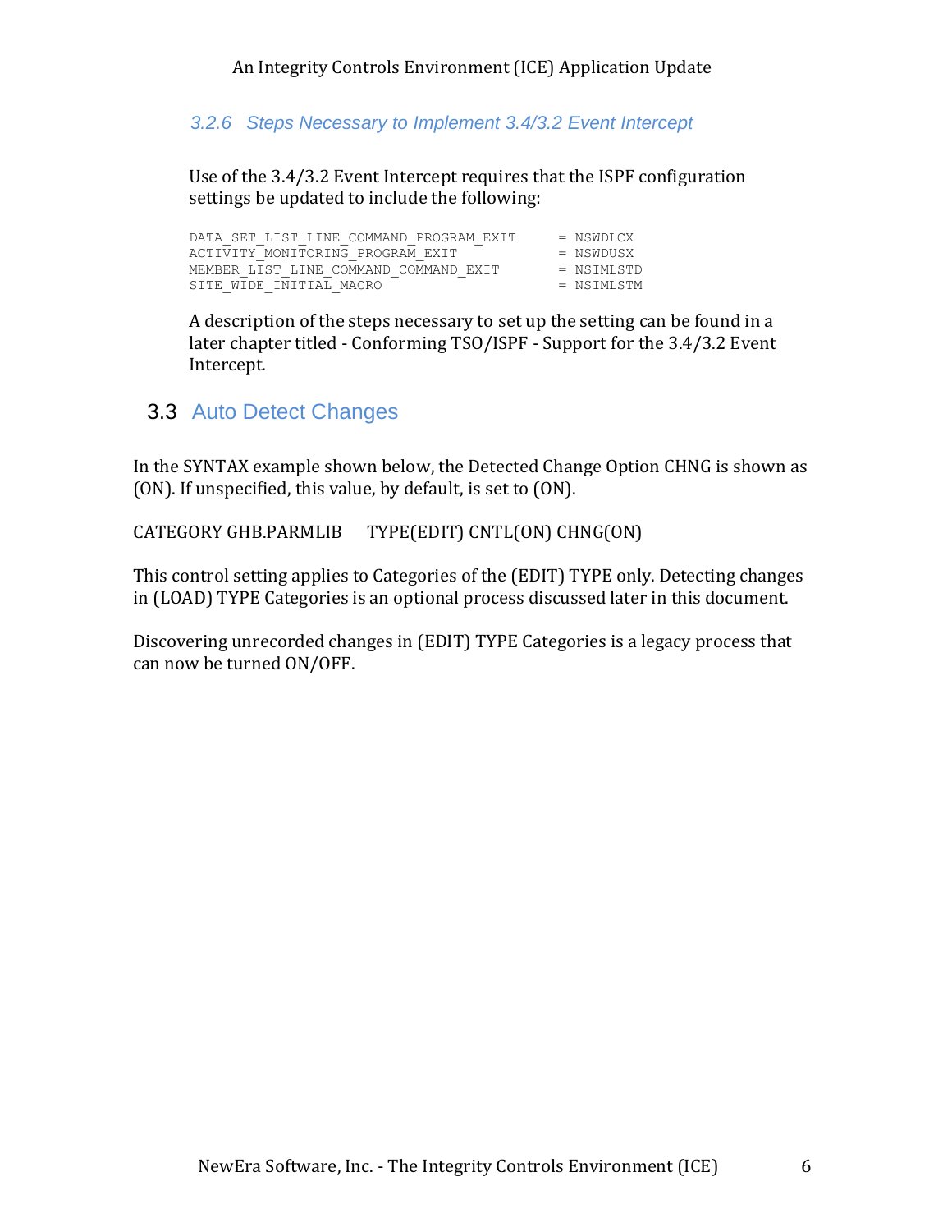### 3.2.6 Steps Necessary to Implement 3.4/3.2 Event Intercept

Use of the 3.4/3.2 Event Intercept requires that the ISPF configuration settings be updated to include the following:

```
DATA_SET_LIST_LINE_COMMAND_PROGRAM_EXIT     = NSWDLCX
ACTIVITY_MONITORING_PROGRAM_EXIT            = NSWDUSX
MEMBER_LIST_LINE_COMMAND_COMMAND_EXIT       = NSIMLSTD
SITE_WIDE_INITIAL_MACRO                     = NSIMLSTM
```

A description of the steps necessary to set up the setting can be found in a later chapter titled - Conforming TSO/ISPF - Support for the 3.4/3.2 Event Intercept.

## 3.3 Auto Detect Changes

In the SYNTAX example shown below, the Detected Change Option CHNG is shown as (ON). If unspecified, this value, by default, is set to (ON).

CATEGORY GHB.PARMLIB      TYPE(EDIT) CNTL(ON) CHNG(ON)

This control setting applies to Categories of the (EDIT) TYPE only. Detecting changes in (LOAD) TYPE Categories is an optional process discussed later in this document.

Discovering unrecorded changes in (EDIT) TYPE Categories is a legacy process that can now be turned ON/OFF.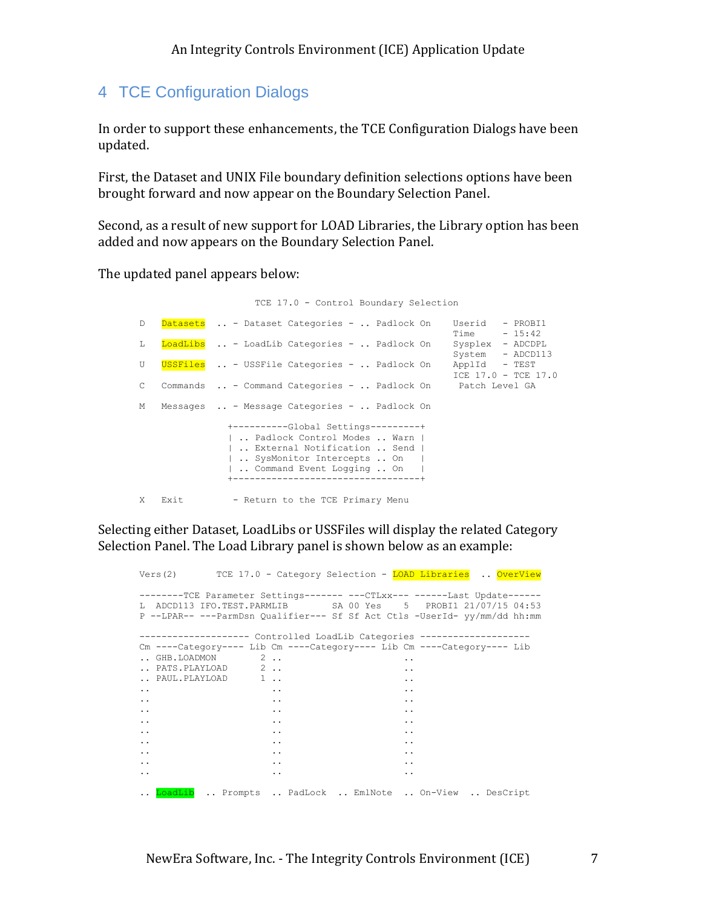## 4 TCE Configuration Dialogs

In order to support these enhancements, the TCE Configuration Dialogs have been updated.

First, the Dataset and UNIX File boundary definition selections options have been brought forward and now appear on the Boundary Selection Panel.

Second, as a result of new support for LOAD Libraries, the Library option has been added and now appears on the Boundary Selection Panel.

The updated panel appears below:

```
                    TCE 17.0 - Control Boundary Selection

D   Datasets  .. - Dataset Categories - .. Padlock On    Userid   - PROBI1
                                                         Time     - 15:42
L   LoadLibs  .. - LoadLib Categories - .. Padlock On    Sysplex  - ADCDPL
                                                         System   - ADCD113
U   USSFiles  .. - USSFile Categories - .. Padlock On    ApplId   - TEST
                                                         ICE 17.0 - TCE 17.0
C   Commands  .. - Command Categories - .. Padlock On     Patch Level GA

M   Messages  .. - Message Categories - .. Padlock On

                +----------Global Settings---------+
                | .. Padlock Control Modes .. Warn |
                | .. External Notification .. Send |
                | .. SysMonitor Intercepts .. On   |
                | .. Command Event Logging .. On   |
                +----------------------------------+

X   Exit         - Return to the TCE Primary Menu
```

Selecting either Dataset, LoadLibs or USSFiles will display the related Category Selection Panel. The Load Library panel is shown below as an example:

```
Vers(2)       TCE 17.0 - Category Selection - LOAD Libraries  .. OverView

--------TCE Parameter Settings------- ---CTLxx--- ------Last Update------
L  ADCD113 IFO.TEST.PARMLIB        SA 00 Yes    5   PROBI1 21/07/15 04:53
P --LPAR-- ---ParmDsn Qualifier--- Sf Sf Act Ctls -UserId- yy/mm/dd hh:mm

-------------------- Controlled LoadLib Categories --------------------
Cm ----Category---- Lib Cm ----Category---- Lib Cm ----Category---- Lib
.. GHB.LOADMON       2 ..                       ..
.. PATS.PLAYLOAD     2 ..                       ..
.. PAUL.PLAYLOAD     1 ..                       ..
..                     ..                       ..
..                     ..                       ..
..                     ..                       ..
..                     ..                       ..
..                     ..                       ..
..                     ..                       ..
..                     ..                       ..
..                     ..                       ..
..                     ..                       ..

.. LoadLib  .. Prompts  .. PadLock  .. EmlNote  .. On-View  .. DesCript
```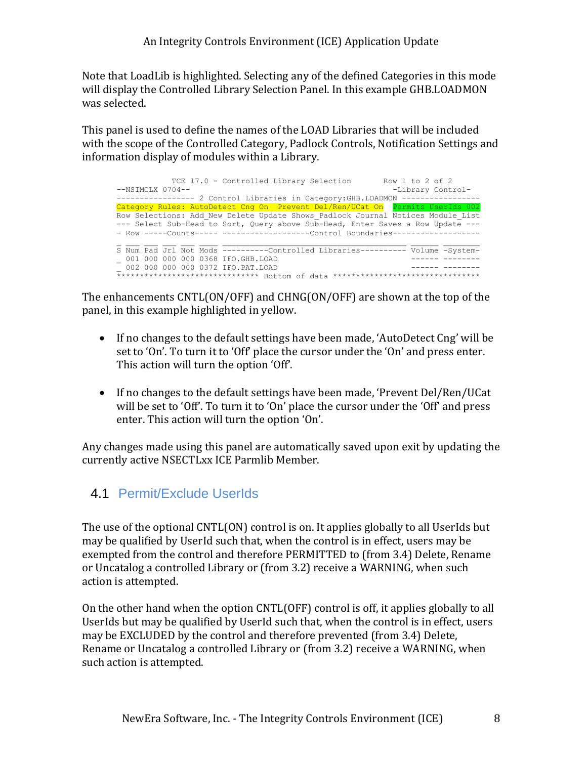Note that LoadLib is highlighted. Selecting any of the defined Categories in this mode will display the Controlled Library Selection Panel. In this example GHB.LOADMON was selected.

This panel is used to define the names of the LOAD Libraries that will be included with the scope of the Controlled Category, Padlock Controls, Notification Settings and information display of modules within a Library.

```
           TCE 17.0 - Controlled Library Selection       Row 1 to 2 of 2
--NSIMCLX 0704--                                          -Library Control-
----------------- 2 Control Libraries in Category:GHB.LOADMON -----------------
Category Rules: AutoDetect Cng On  Prevent Del/Ren/UCat On  Permits UserIds 002
Row Selections: Add_New Delete Update Shows_Padlock Journal Notices Module_List
--- Select Sub-Head to Sort, Query above Sub-Head, Enter Saves a Row Update ---
- Row -----Counts----- -------------------Control Boundaries-------------------
_ ___ ___ ___ ___ ____ ________________________________________ ______ ________
S Num Pad Jrl Not Mods ----------Controlled Libraries---------- Volume -System-
_ 001 000 000 000 0368 IFO.GHB.LOAD                             ------ --------
_ 002 000 000 000 0372 IFO.PAT.LOAD                             ------ --------
****************************** Bottom of data *******************************
```

The enhancements CNTL(ON/OFF) and CHNG(ON/OFF) are shown at the top of the panel, in this example highlighted in yellow.

- If no changes to the default settings have been made, 'AutoDetect Cng' will be set to 'On'. To turn it to 'Off' place the cursor under the 'On' and press enter. This action will turn the option 'Off'.

- If no changes to the default settings have been made, 'Prevent Del/Ren/UCat will be set to 'Off'. To turn it to 'On' place the cursor under the 'Off' and press enter. This action will turn the option 'On'.

Any changes made using this panel are automatically saved upon exit by updating the currently active NSECTLxx ICE Parmlib Member.

## 4.1 Permit/Exclude UserIds

The use of the optional CNTL(ON) control is on. It applies globally to all UserIds but may be qualified by UserId such that, when the control is in effect, users may be exempted from the control and therefore PERMITTED to (from 3.4) Delete, Rename or Uncatalog a controlled Library or (from 3.2) receive a WARNING, when such action is attempted.

On the other hand when the option CNTL(OFF) control is off, it applies globally to all UserIds but may be qualified by UserId such that, when the control is in effect, users may be EXCLUDED by the control and therefore prevented (from 3.4) Delete, Rename or Uncatalog a controlled Library or (from 3.2) receive a WARNING, when such action is attempted.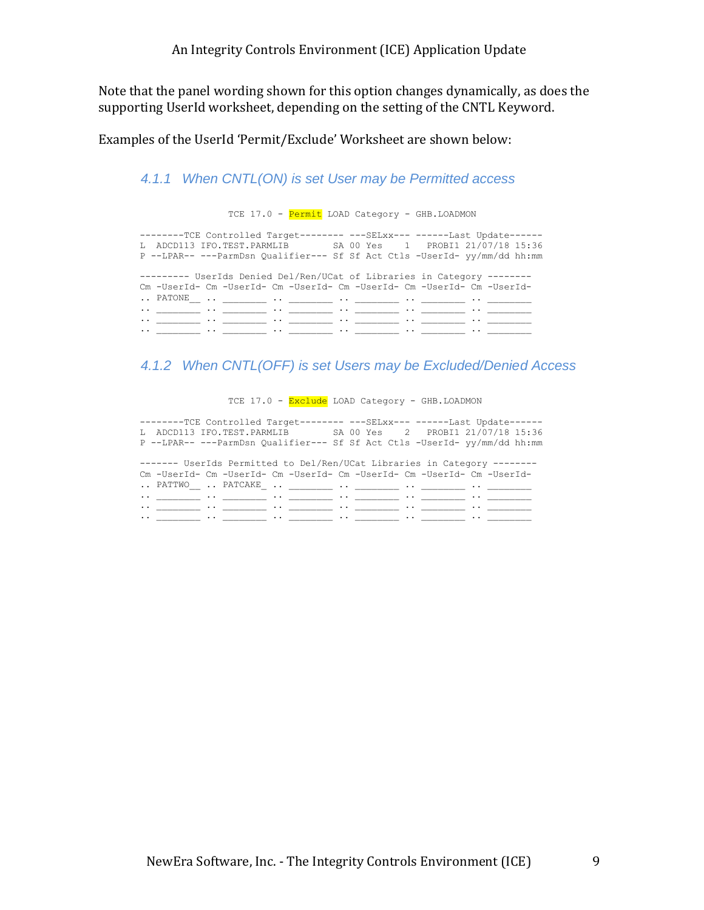Note that the panel wording shown for this option changes dynamically, as does the supporting UserId worksheet, depending on the setting of the CNTL Keyword.

Examples of the UserId 'Permit/Exclude' Worksheet are shown below:

### 4.1.1 When CNTL(ON) is set User may be Permitted access

```
                TCE 17.0 - Permit LOAD Category - GHB.LOADMON

--------TCE Controlled Target-------- ---SELxx--- ------Last Update------
L  ADCD113 IFO.TEST.PARMLIB        SA 00 Yes    1   PROBI1 21/07/18 15:36
P --LPAR-- ---ParmDsn Qualifier--- Sf Sf Act Ctls -UserId- yy/mm/dd hh:mm

--------- UserIds Denied Del/Ren/UCat of Libraries in Category --------
Cm -UserId- Cm -UserId- Cm -UserId- Cm -UserId- Cm -UserId- Cm -UserId-
.. PATONE__ .. ________ .. ________ .. ________ .. ________ .. ________
.. ________ .. ________ .. ________ .. ________ .. ________ .. ________
.. ________ .. ________ .. ________ .. ________ .. ________ .. ________
.. ________ .. ________ .. ________ .. ________ .. ________ .. ________
```

### 4.1.2 When CNTL(OFF) is set Users may be Excluded/Denied Access

```
                TCE 17.0 - Exclude LOAD Category - GHB.LOADMON

--------TCE Controlled Target-------- ---SELxx--- ------Last Update------
L  ADCD113 IFO.TEST.PARMLIB        SA 00 Yes    2   PROBI1 21/07/18 15:36
P --LPAR-- ---ParmDsn Qualifier--- Sf Sf Act Ctls -UserId- yy/mm/dd hh:mm

------- UserIds Permitted to Del/Ren/UCat Libraries in Category --------
Cm -UserId- Cm -UserId- Cm -UserId- Cm -UserId- Cm -UserId- Cm -UserId-
.. PATTWO__ .. PATCAKE_ .. ________ .. ________ .. ________ .. ________
.. ________ .. ________ .. ________ .. ________ .. ________ .. ________
.. ________ .. ________ .. ________ .. ________ .. ________ .. ________
.. ________ .. ________ .. ________ .. ________ .. ________ .. ________
```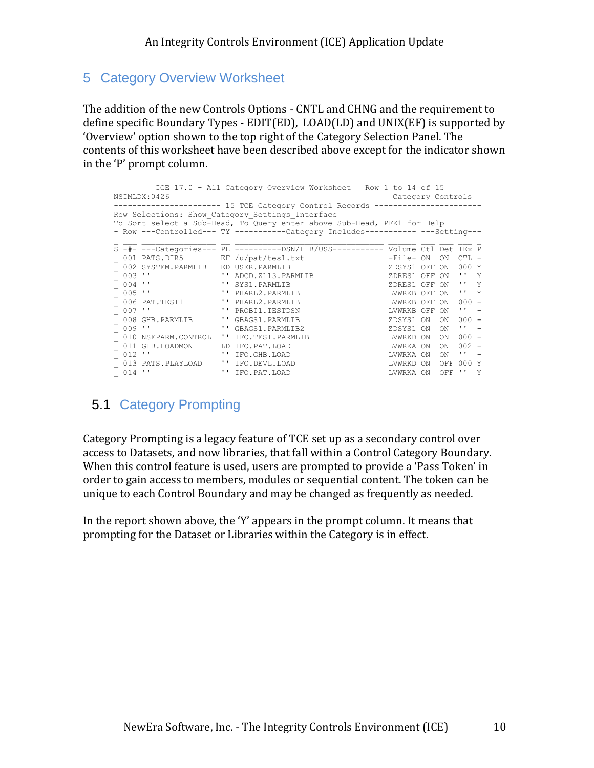## 5 Category Overview Worksheet

The addition of the new Controls Options - CNTL and CHNG and the requirement to define specific Boundary Types - EDIT(ED), LOAD(LD) and UNIX(EF) is supported by 'Overview' option shown to the top right of the Category Selection Panel. The contents of this worksheet have been described above except for the indicator shown in the 'P' prompt column.

```
        ICE 17.0 - All Category Overview Worksheet   Row 1 to 14 of 15
NSIMLDX:0426                                            Category Controls
----------------------- 15 TCE Category Control Records -----------------------
Row Selections: Show_Category_Settings_Interface
To Sort select a Sub-Head, To Query enter above Sub-Head, PFK1 for Help
- Row ---Controlled--- TY -----------Category Includes----------- ---Setting---
_ ___ _______________ __ ________________________________ ______ ___ ___ ___ _
S -#- ---Categories--- PE ----------DSN/LIB/USS----------- Volume Ctl Det IEx P
_ 001 PATS.DIR5        EF /u/pat/tes1.txt                 -File- ON  ON  CTL -
_ 002 SYSTEM.PARMLIB   ED USER.PARMLIB                    ZDSYS1 OFF ON  000 Y
_ 003 ''               '' ADCD.Z113.PARMLIB               ZDRES1 OFF ON  ''  Y
_ 004 ''               '' SYS1.PARMLIB                    ZDRES1 OFF ON  ''  Y
_ 005 ''               '' PHARL2.PARMLIB                  LVWRKB OFF ON  ''  Y
_ 006 PAT.TEST1        '' PHARL2.PARMLIB                  LVWRKB OFF ON  000 -
_ 007 ''               '' PROBI1.TESTDSN                  LVWRKB OFF ON  ''  -
_ 008 GHB.PARMLIB      '' GBAGS1.PARMLIB                  ZDSYS1 ON  ON  000 -
_ 009 ''               '' GBAGS1.PARMLIB2                 ZDSYS1 ON  ON  ''  -
_ 010 NSEPARM.CONTROL  '' IFO.TEST.PARMLIB                LVWRKD ON  ON  000 -
_ 011 GHB.LOADMON      LD IFO.PAT.LOAD                    LVWRKA ON  ON  002 -
_ 012 ''               '' IFO.GHB.LOAD                    LVWRKA ON  ON  ''  -
_ 013 PATS.PLAYLOAD    '' IFO.DEVL.LOAD                   LVWRKD ON  OFF 000 Y
_ 014 ''               '' IFO.PAT.LOAD                    LVWRKA ON  OFF ''  Y
```

### 5.1 Category Prompting

Category Prompting is a legacy feature of TCE set up as a secondary control over access to Datasets, and now libraries, that fall within a Control Category Boundary. When this control feature is used, users are prompted to provide a 'Pass Token' in order to gain access to members, modules or sequential content. The token can be unique to each Control Boundary and may be changed as frequently as needed.

In the report shown above, the 'Y' appears in the prompt column. It means that prompting for the Dataset or Libraries within the Category is in effect.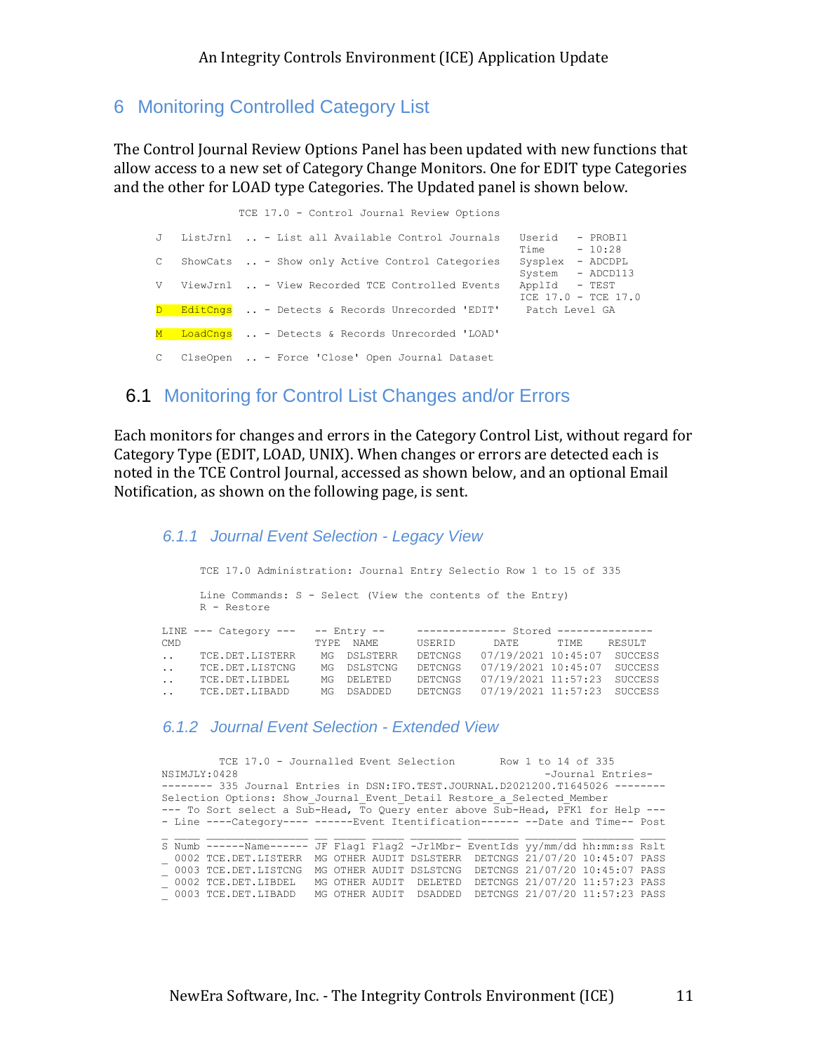# 6 Monitoring Controlled Category List

The Control Journal Review Options Panel has been updated with new functions that allow access to a new set of Category Change Monitors. One for EDIT type Categories and the other for LOAD type Categories. The Updated panel is shown below.

```
              TCE 17.0 - Control Journal Review Options

J   ListJrnl  .. - List all Available Control Journals   Userid   - PROBI1
                                                          Time     - 10:28
C   ShowCats  .. - Show only Active Control Categories   Sysplex  - ADCDPL
                                                          System   - ADCD113
V   ViewJrnl  .. - View Recorded TCE Controlled Events   ApplId   - TEST
                                                          ICE 17.0 - TCE 17.0
D   EditCngs  .. - Detects & Records Unrecorded 'EDIT'    Patch Level GA

M   LoadCngs  .. - Detects & Records Unrecorded 'LOAD'

C   ClseOpen  .. - Force 'Close' Open Journal Dataset
```

## 6.1 Monitoring for Control List Changes and/or Errors

Each monitors for changes and errors in the Category Control List, without regard for Category Type (EDIT, LOAD, UNIX). When changes or errors are detected each is noted in the TCE Control Journal, accessed as shown below, and an optional Email Notification, as shown on the following page, is sent.

### 6.1.1 Journal Event Selection - Legacy View

```
      TCE 17.0 Administration: Journal Entry Selectio Row 1 to 15 of 335

      Line Commands: S - Select (View the contents of the Entry)
      R - Restore

LINE --- Category ---    -- Entry --     -------------- Stored ---------------
CMD                      TYPE  NAME      USERID      DATE       TIME    RESULT
..    TCE.DET.LISTERR     MG  DSLSTERR   DETCNGS   07/19/2021 10:45:07  SUCCESS
..    TCE.DET.LISTCNG     MG  DSLSTCNG   DETCNGS   07/19/2021 10:45:07  SUCCESS
..    TCE.DET.LIBDEL      MG  DELETED    DETCNGS   07/19/2021 11:57:23  SUCCESS
..    TCE.DET.LIBADD      MG  DSADDED    DETCNGS   07/19/2021 11:57:23  SUCCESS
```

### 6.1.2 Journal Event Selection - Extended View

```
         TCE 17.0 - Journalled Event Selection       Row 1 to 14 of 335
NSIMJLY:0428                                                -Journal Entries-
-------- 335 Journal Entries in DSN:IFO.TEST.JOURNAL.D2021200.T1645026 --------
Selection Options: Show_Journal_Event_Detail Restore_a_Selected_Member
--- To Sort select a Sub-Head, To Query enter above Sub-Head, PFK1 for Help ---
- Line ----Category---- ------Event Itentification------ --Date and Time-- Post
_ ____ _______________ __ _____ _____ ________ ________ ________ ________ ____
S Numb ------Name------ JF Flag1 Flag2 -JrlMbr- EventIds yy/mm/dd hh:mm:ss Rslt
_ 0002 TCE.DET.LISTERR  MG OTHER AUDIT DSLSTERR  DETCNGS 21/07/20 10:45:07 PASS
_ 0003 TCE.DET.LISTCNG  MG OTHER AUDIT DSLSTCNG  DETCNGS 21/07/20 10:45:07 PASS
_ 0002 TCE.DET.LIBDEL   MG OTHER AUDIT  DELETED  DETCNGS 21/07/20 11:57:23 PASS
_ 0003 TCE.DET.LIBADD   MG OTHER AUDIT  DSADDED  DETCNGS 21/07/20 11:57:23 PASS
```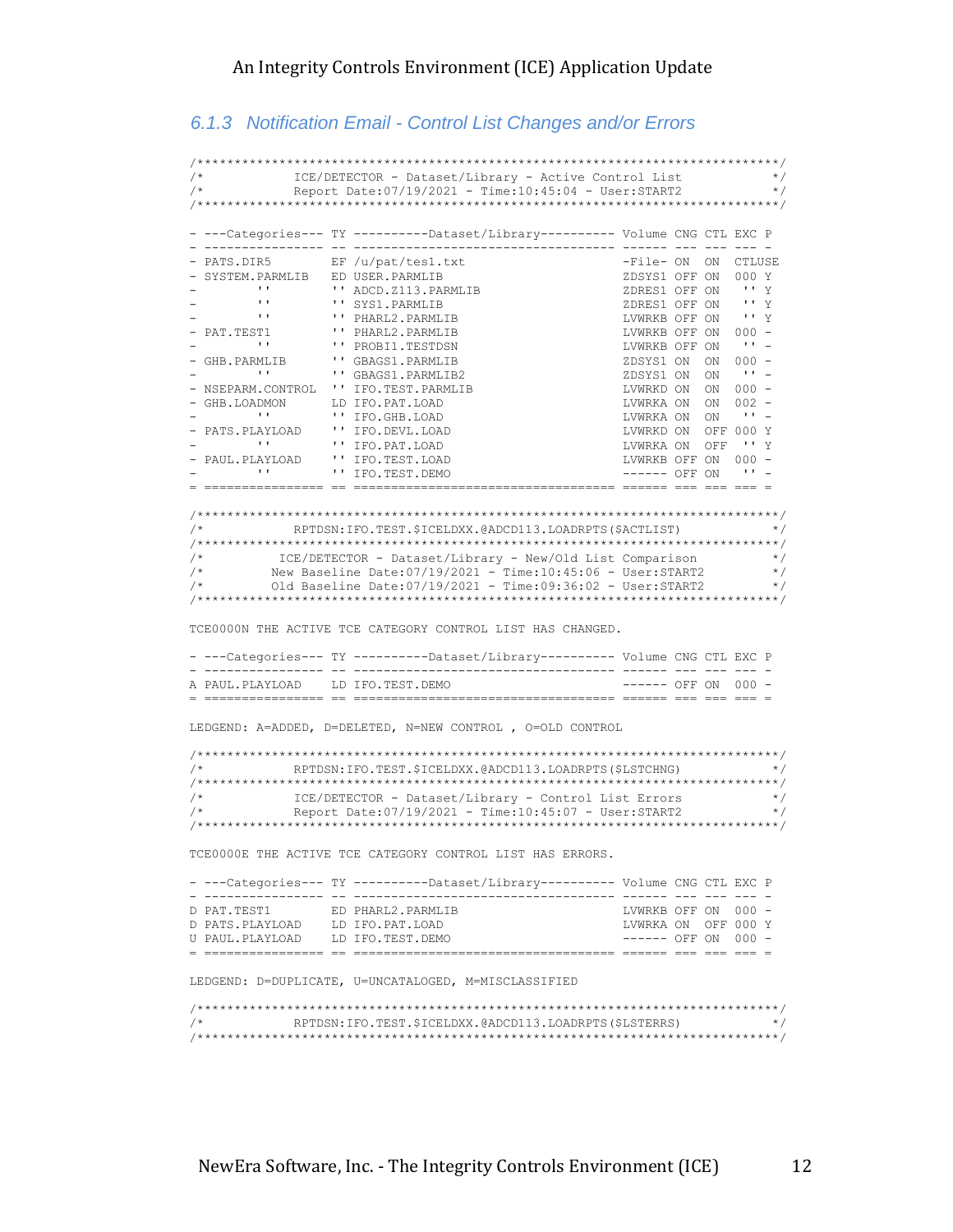### 6.1.3 Notification Email - Control List Changes and/or Errors

```
/******************************************************************************/
/*           ICE/DETECTOR - Dataset/Library - Active Control List            */
/*           Report Date:07/19/2021 - Time:10:45:04 - User:START2            */
/******************************************************************************/

- ---Categories--- TY ----------Dataset/Library---------- Volume CNG CTL EXC P
- ---------------- -- ---------------------------------- ------ --- --- --- -
- PATS.DIR5        EF /u/pat/tes1.txt                     -File- ON  ON  CTLUSE
- SYSTEM.PARMLIB   ED USER.PARMLIB                        ZDSYS1 OFF ON  000 Y
-        ''        '' ADCD.Z113.PARMLIB                   ZDRES1 OFF ON   '' Y
-        ''        '' SYS1.PARMLIB                        ZDRES1 OFF ON   '' Y
-        ''        '' PHARL2.PARMLIB                      LVWRKB OFF ON   '' Y
- PAT.TEST1        '' PHARL2.PARMLIB                      LVWRKB OFF ON  000 -
-        ''        '' PROBI1.TESTDSN                      LVWRKB OFF ON   '' -
- GHB.PARMLIB      '' GBAGS1.PARMLIB                      ZDSYS1 ON  ON  000 -
-        ''        '' GBAGS1.PARMLIB2                     ZDSYS1 ON  ON   '' -
- NSEPARM.CONTROL  '' IFO.TEST.PARMLIB                    LVWRKD ON  ON  000 -
- GHB.LOADMON      LD IFO.PAT.LOAD                        LVWRKA ON  ON  002 -
-        ''        '' IFO.GHB.LOAD                        LVWRKA ON  ON   '' -
- PATS.PLAYLOAD    '' IFO.DEVL.LOAD                       LVWRKD ON  OFF 000 Y
-        ''        '' IFO.PAT.LOAD                        LVWRKA ON  OFF  '' Y
- PAUL.PLAYLOAD    '' IFO.TEST.LOAD                       LVWRKB OFF ON  000 -
-        ''        '' IFO.TEST.DEMO                       ------ OFF ON   '' -
= ================ == ================================== ====== === === === =

/******************************************************************************/
/*        RPTDSN:IFO.TEST.$ICELDXX.@ADCD113.LOADRPTS($ACTLIST)               */
/******************************************************************************/
/*         ICE/DETECTOR - Dataset/Library - New/Old List Comparison          */
/*         New Baseline Date:07/19/2021 - Time:10:45:06 - User:START2        */
/*         Old Baseline Date:07/19/2021 - Time:09:36:02 - User:START2        */
/******************************************************************************/

TCE0000N THE ACTIVE TCE CATEGORY CONTROL LIST HAS CHANGED.

- ---Categories--- TY ----------Dataset/Library---------- Volume CNG CTL EXC P
- ---------------- -- ---------------------------------- ------ --- --- --- -
A PAUL.PLAYLOAD    LD IFO.TEST.DEMO                       ------ OFF ON  000 -
= ================ == ================================== ====== === === === =

LEDGEND: A=ADDED, D=DELETED, N=NEW CONTROL , O=OLD CONTROL

/******************************************************************************/
/*        RPTDSN:IFO.TEST.$ICELDXX.@ADCD113.LOADRPTS($LSTCHNG)               */
/******************************************************************************/
/*           ICE/DETECTOR - Dataset/Library - Control List Errors            */
/*           Report Date:07/19/2021 - Time:10:45:07 - User:START2            */
/******************************************************************************/

TCE0000E THE ACTIVE TCE CATEGORY CONTROL LIST HAS ERRORS.

- ---Categories--- TY ----------Dataset/Library---------- Volume CNG CTL EXC P
- ---------------- -- ---------------------------------- ------ --- --- --- -
D PAT.TEST1        ED PHARL2.PARMLIB                      LVWRKB OFF ON  000 -
D PATS.PLAYLOAD    LD IFO.PAT.LOAD                        LVWRKA ON  OFF 000 Y
U PAUL.PLAYLOAD    LD IFO.TEST.DEMO                       ------ OFF ON  000 -
= ================ == ================================== ====== === === === =

LEDGEND: D=DUPLICATE, U=UNCATALOGED, M=MISCLASSIFIED

/******************************************************************************/
/*        RPTDSN:IFO.TEST.$ICELDXX.@ADCD113.LOADRPTS($LSTERRS)               */
/******************************************************************************/
```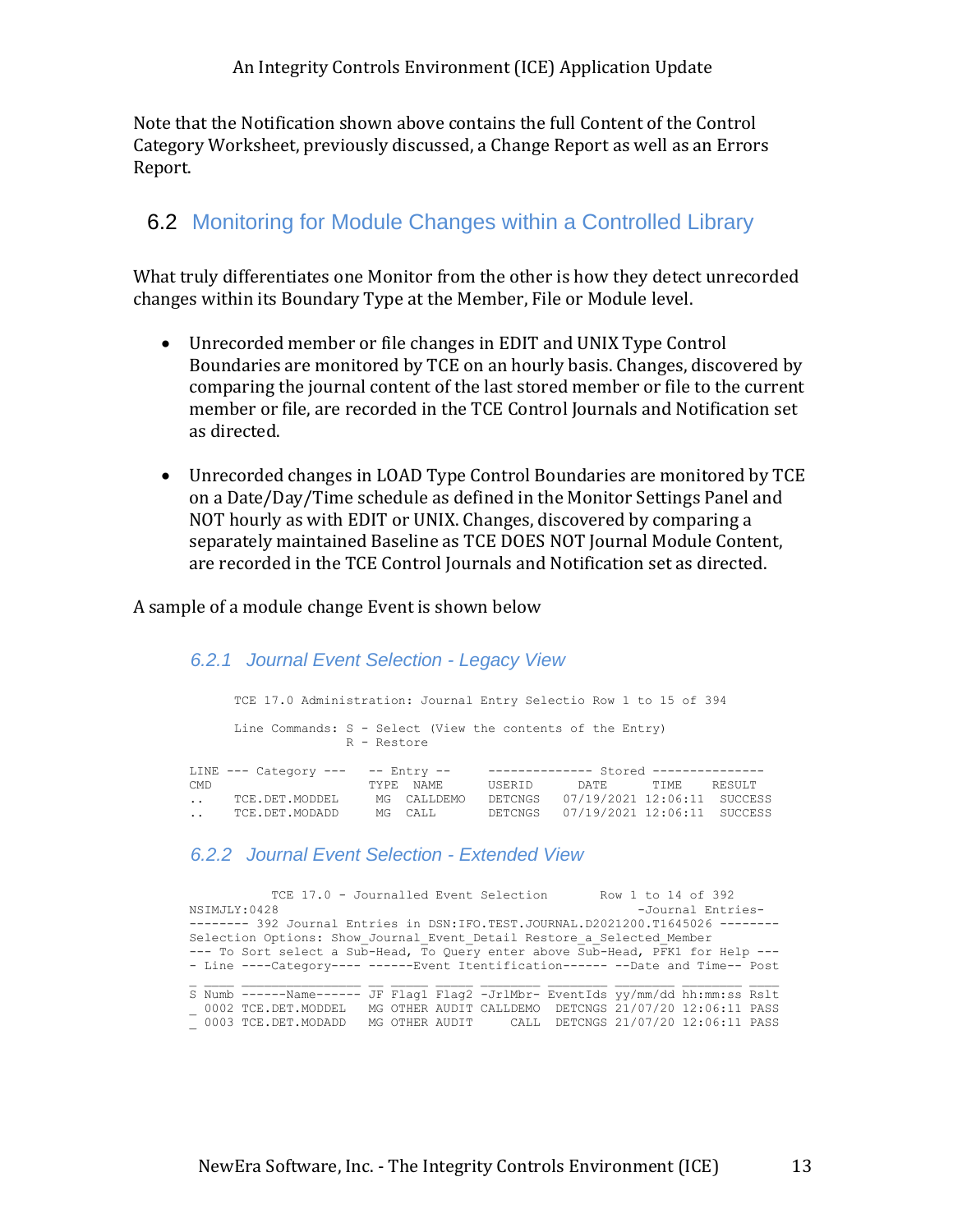Note that the Notification shown above contains the full Content of the Control Category Worksheet, previously discussed, a Change Report as well as an Errors Report.

## 6.2 Monitoring for Module Changes within a Controlled Library

What truly differentiates one Monitor from the other is how they detect unrecorded changes within its Boundary Type at the Member, File or Module level.

- Unrecorded member or file changes in EDIT and UNIX Type Control Boundaries are monitored by TCE on an hourly basis. Changes, discovered by comparing the journal content of the last stored member or file to the current member or file, are recorded in the TCE Control Journals and Notification set as directed.

- Unrecorded changes in LOAD Type Control Boundaries are monitored by TCE on a Date/Day/Time schedule as defined in the Monitor Settings Panel and NOT hourly as with EDIT or UNIX. Changes, discovered by comparing a separately maintained Baseline as TCE DOES NOT Journal Module Content, are recorded in the TCE Control Journals and Notification set as directed.

A sample of a module change Event is shown below

### *6.2.1 Journal Event Selection - Legacy View*

```
      TCE 17.0 Administration: Journal Entry Selectio Row 1 to 15 of 394

      Line Commands: S - Select (View the contents of the Entry)
                     R - Restore

LINE --- Category ---   -- Entry --     -------------- Stored ---------------
CMD                     TYPE  NAME      USERID      DATE      TIME    RESULT
..    TCE.DET.MODDEL     MG  CALLDEMO   DETCNGS   07/19/2021 12:06:11  SUCCESS
..    TCE.DET.MODADD     MG  CALL       DETCNGS   07/19/2021 12:06:11  SUCCESS
```

### *6.2.2 Journal Event Selection - Extended View*

```
           TCE 17.0 - Journalled Event Selection       Row 1 to 14 of 392
NSIMJLY:0428                                                 -Journal Entries-
-------- 392 Journal Entries in DSN:IFO.TEST.JOURNAL.D2021200.T1645026 --------
Selection Options: Show_Journal_Event_Detail Restore_a_Selected_Member
--- To Sort select a Sub-Head, To Query enter above Sub-Head, PFK1 for Help ---
- Line ----Category---- ------Event Itentification------ --Date and Time-- Post

_ ____ _______________ __ _____ _____ ________ ________ ________ ________ ____
S Numb ------Name------ JF Flag1 Flag2 -JrlMbr- EventIds yy/mm/dd hh:mm:ss Rslt
_ 0002 TCE.DET.MODDEL   MG OTHER AUDIT CALLDEMO  DETCNGS 21/07/20 12:06:11 PASS
_ 0003 TCE.DET.MODADD   MG OTHER AUDIT     CALL  DETCNGS 21/07/20 12:06:11 PASS
```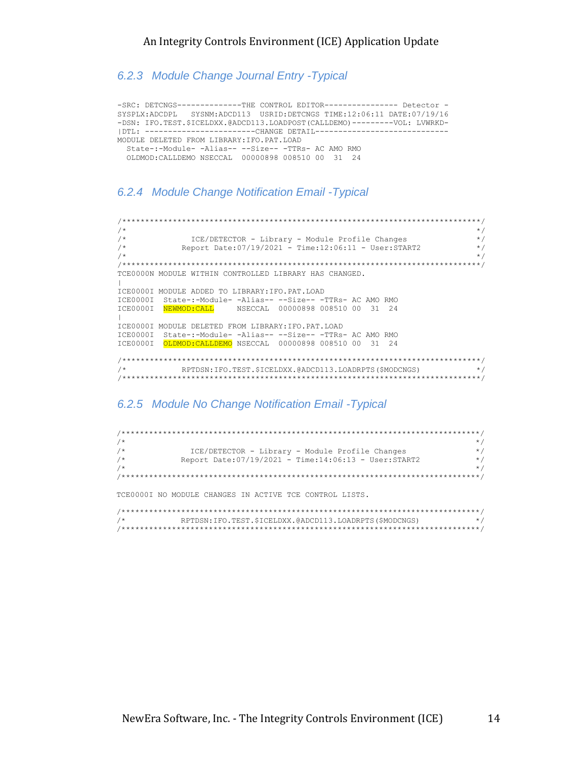### 6.2.3 Module Change Journal Entry -Typical

```
-SRC: DETCNGS--------------THE CONTROL EDITOR---------------- Detector -
SYSPLX:ADCDPL   SYSNM:ADCD113  USRID:DETCNGS TIME:12:06:11 DATE:07/19/16
-DSN: IFO.TEST.$ICELDXX.@ADCD113.LOADPOST(CALLDEMO)---------VOL: LVWRKD-
|DTL: ------------------------CHANGE DETAIL-----------------------------
MODULE DELETED FROM LIBRARY:IFO.PAT.LOAD
  State-:-Module- -Alias-- --Size-- -TTRs- AC AMO RMO
  OLDMOD:CALLDEMO NSECCAL  00000898 008510 00  31  24
```

### 6.2.4 Module Change Notification Email -Typical

```
/******************************************************************************/
/*                                                                            */
/*              ICE/DETECTOR - Library - Module Profile Changes               */
/*            Report Date:07/19/2021 - Time:12:06:11 - User:START2            */
/*                                                                            */
/******************************************************************************/
TCE0000N MODULE WITHIN CONTROLLED LIBRARY HAS CHANGED.
|
ICE0000I MODULE ADDED TO LIBRARY:IFO.PAT.LOAD
ICE0000I  State-:-Module- -Alias-- --Size-- -TTRs- AC AMO RMO
ICE0000I  NEWMOD:CALL     NSECCAL  00000898 008510 00  31  24
|
ICE0000I MODULE DELETED FROM LIBRARY:IFO.PAT.LOAD
ICE0000I  State-:-Module- -Alias-- --Size-- -TTRs- AC AMO RMO
ICE0000I  OLDMOD:CALLDEMO NSECCAL  00000898 008510 00  31  24

/******************************************************************************/
/*            RPTDSN:IFO.TEST.$ICELDXX.@ADCD113.LOADRPTS($MODCNGS)            */
/******************************************************************************/
```

### 6.2.5 Module No Change Notification Email -Typical

```
/******************************************************************************/
/*                                                                            */
/*              ICE/DETECTOR - Library - Module Profile Changes               */
/*            Report Date:07/19/2021 - Time:14:06:13 - User:START2            */
/*                                                                            */
/******************************************************************************/

TCE0000I NO MODULE CHANGES IN ACTIVE TCE CONTROL LISTS.

/******************************************************************************/
/*            RPTDSN:IFO.TEST.$ICELDXX.@ADCD113.LOADRPTS($MODCNGS)            */
/******************************************************************************/
```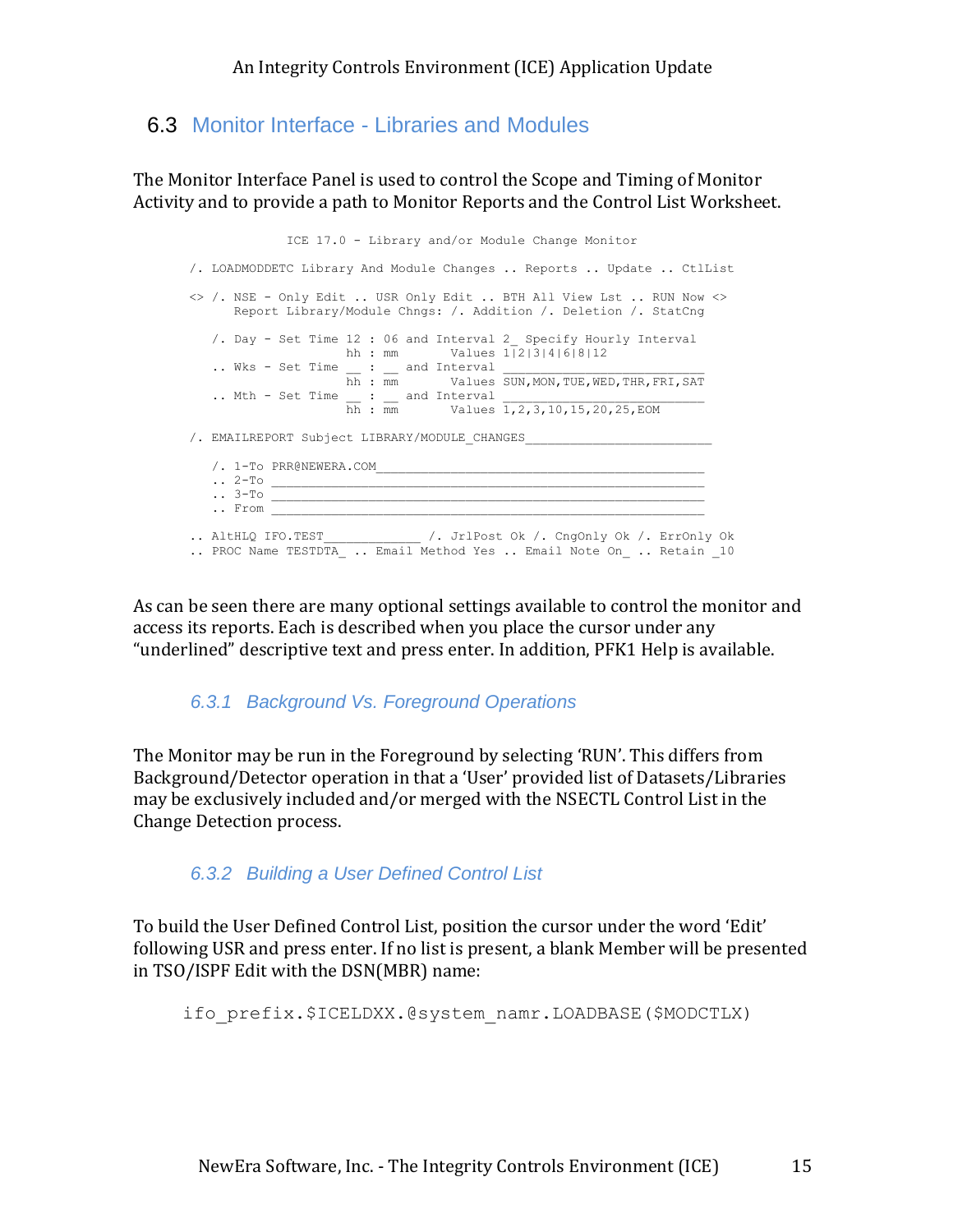## 6.3 Monitor Interface - Libraries and Modules

The Monitor Interface Panel is used to control the Scope and Timing of Monitor Activity and to provide a path to Monitor Reports and the Control List Worksheet.

```
                ICE 17.0 - Library and/or Module Change Monitor

 /. LOADMODDETC Library And Module Changes .. Reports .. Update .. CtlList

 <> /. NSE - Only Edit .. USR Only Edit .. BTH All View Lst .. RUN Now <>
       Report Library/Module Chngs: /. Addition /. Deletion /. StatCng

    /. Day - Set Time 12 : 06 and Interval 2_ Specify Hourly Interval
                      hh : mm       Values 1|2|3|4|6|8|12
    .. Wks - Set Time __ : __ and Interval ___________________________
                      hh : mm       Values SUN,MON,TUE,WED,THR,FRI,SAT
    .. Mth - Set Time __ : __ and Interval ___________________________
                      hh : mm       Values 1,2,3,10,15,20,25,EOM

 /. EMAILREPORT Subject LIBRARY/MODULE_CHANGES_________________________

    /. 1-To PRR@NEWERA.COM____________________________________________
    .. 2-To __________________________________________________________
    .. 3-To __________________________________________________________
    .. From __________________________________________________________

 .. AltHLQ IFO.TEST_____________ /. JrlPost Ok /. CngOnly Ok /. ErrOnly Ok
 .. PROC Name TESTDTA_ .. Email Method Yes .. Email Note On_ .. Retain _10
```

As can be seen there are many optional settings available to control the monitor and access its reports. Each is described when you place the cursor under any “underlined” descriptive text and press enter. In addition, PFK1 Help is available.

### 6.3.1 Background Vs. Foreground Operations

The Monitor may be run in the Foreground by selecting ‘RUN’. This differs from Background/Detector operation in that a ‘User’ provided list of Datasets/Libraries may be exclusively included and/or merged with the NSECTL Control List in the Change Detection process.

### 6.3.2 Building a User Defined Control List

To build the User Defined Control List, position the cursor under the word ‘Edit’ following USR and press enter. If no list is present, a blank Member will be presented in TSO/ISPF Edit with the DSN(MBR) name:

```
ifo_prefix.$ICELDXX.@system_namr.LOADBASE($MODCTLX)
```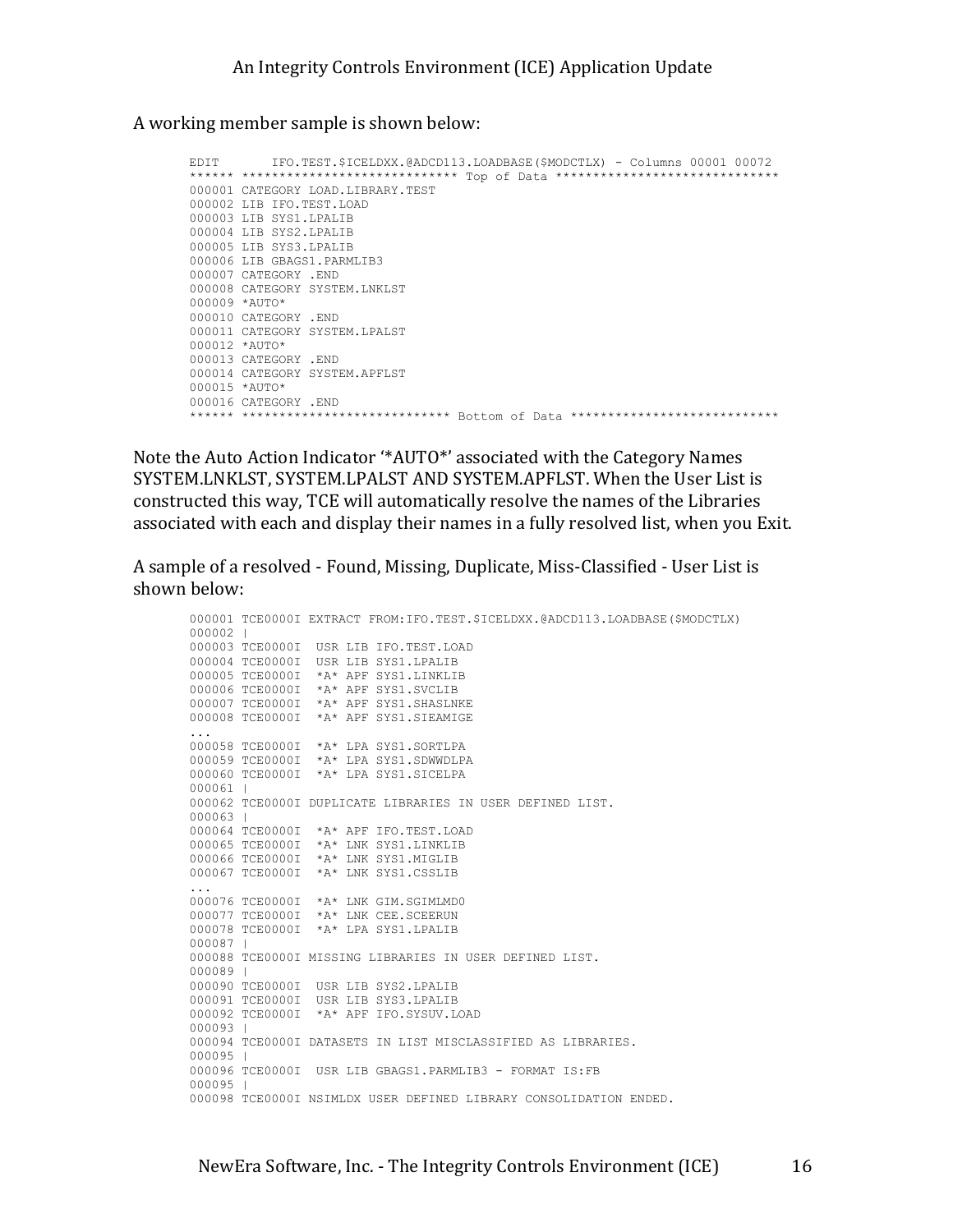A working member sample is shown below:

```
EDIT       IFO.TEST.$ICELDXX.@ADCD113.LOADBASE($MODCTLX) - Columns 00001 00072
****** ***************************** Top of Data ******************************
000001 CATEGORY LOAD.LIBRARY.TEST
000002 LIB IFO.TEST.LOAD
000003 LIB SYS1.LPALIB
000004 LIB SYS2.LPALIB
000005 LIB SYS3.LPALIB
000006 LIB GBAGS1.PARMLIB3
000007 CATEGORY .END
000008 CATEGORY SYSTEM.LNKLST
000009 *AUTO*
000010 CATEGORY .END
000011 CATEGORY SYSTEM.LPALST
000012 *AUTO*
000013 CATEGORY .END
000014 CATEGORY SYSTEM.APFLST
000015 *AUTO*
000016 CATEGORY .END
****** **************************** Bottom of Data ****************************
```

Note the Auto Action Indicator '*AUTO*' associated with the Category Names SYSTEM.LNKLST, SYSTEM.LPALST AND SYSTEM.APFLST. When the User List is constructed this way, TCE will automatically resolve the names of the Libraries associated with each and display their names in a fully resolved list, when you Exit.

A sample of a resolved - Found, Missing, Duplicate, Miss-Classified - User List is shown below:

```
000001 TCE0000I EXTRACT FROM:IFO.TEST.$ICELDXX.@ADCD113.LOADBASE($MODCTLX)
000002 |
000003 TCE0000I  USR LIB IFO.TEST.LOAD
000004 TCE0000I  USR LIB SYS1.LPALIB
000005 TCE0000I  *A* APF SYS1.LINKLIB
000006 TCE0000I  *A* APF SYS1.SVCLIB
000007 TCE0000I  *A* APF SYS1.SHASLNKE
000008 TCE0000I  *A* APF SYS1.SIEAMIGE
...
000058 TCE0000I  *A* LPA SYS1.SORTLPA
000059 TCE0000I  *A* LPA SYS1.SDWWDLPA
000060 TCE0000I  *A* LPA SYS1.SICELPA
000061 |
000062 TCE0000I DUPLICATE LIBRARIES IN USER DEFINED LIST.
000063 |
000064 TCE0000I  *A* APF IFO.TEST.LOAD
000065 TCE0000I  *A* LNK SYS1.LINKLIB
000066 TCE0000I  *A* LNK SYS1.MIGLIB
000067 TCE0000I  *A* LNK SYS1.CSSLIB
...
000076 TCE0000I  *A* LNK GIM.SGIMLMD0
000077 TCE0000I  *A* LNK CEE.SCEERUN
000078 TCE0000I  *A* LPA SYS1.LPALIB
000087 |
000088 TCE0000I MISSING LIBRARIES IN USER DEFINED LIST.
000089 |
000090 TCE0000I  USR LIB SYS2.LPALIB
000091 TCE0000I  USR LIB SYS3.LPALIB
000092 TCE0000I  *A* APF IFO.SYSUV.LOAD
000093 |
000094 TCE0000I DATASETS IN LIST MISCLASSIFIED AS LIBRARIES.
000095 |
000096 TCE0000I  USR LIB GBAGS1.PARMLIB3 - FORMAT IS:FB
000095 |
000098 TCE0000I NSIMLDX USER DEFINED LIBRARY CONSOLIDATION ENDED.
```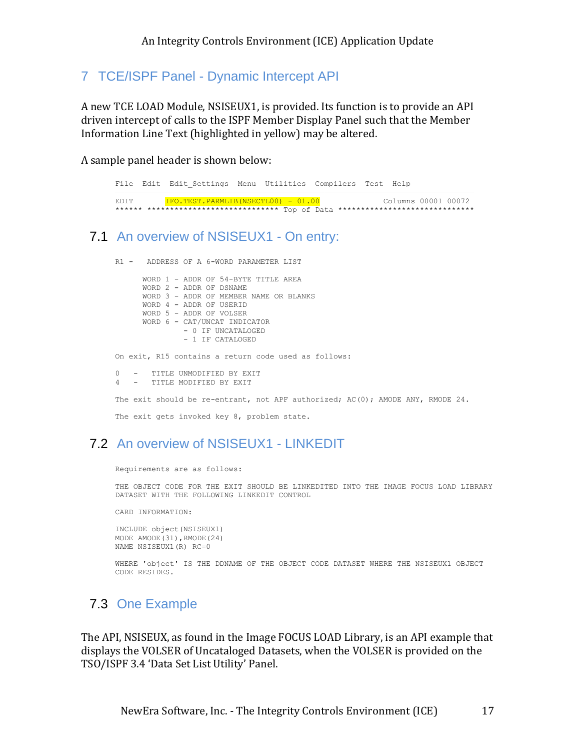# 7 TCE/ISPF Panel - Dynamic Intercept API

A new TCE LOAD Module, NSISEUX1, is provided. Its function is to provide an API driven intercept of calls to the ISPF Member Display Panel such that the Member Information Line Text (highlighted in yellow) may be altered.

A sample panel header is shown below:

```
File  Edit  Edit_Settings  Menu  Utilities  Compilers  Test  Help
──────────────────────────────────────────────────────────────────────────────
EDIT       IFO.TEST.PARMLIB(NSECTL00) - 01.00             Columns 00001 00072
****** ***************************** Top of Data ******************************
```

## 7.1 An overview of NSISEUX1 - On entry:

```
R1 -   ADDRESS OF A 6-WORD PARAMETER LIST

      WORD 1 - ADDR OF 54-BYTE TITLE AREA
      WORD 2 - ADDR OF DSNAME
      WORD 3 - ADDR OF MEMBER NAME OR BLANKS
      WORD 4 - ADDR OF USERID
      WORD 5 - ADDR OF VOLSER
      WORD 6 - CAT/UNCAT INDICATOR
               - 0 IF UNCATALOGED
               - 1 IF CATALOGED

On exit, R15 contains a return code used as follows:

0   -   TITLE UNMODIFIED BY EXIT
4   -   TITLE MODIFIED BY EXIT

The exit should be re-entrant, not APF authorized; AC(0); AMODE ANY, RMODE 24.

The exit gets invoked key 8, problem state.
```

## 7.2 An overview of NSISEUX1 - LINKEDIT

```
Requirements are as follows:

THE OBJECT CODE FOR THE EXIT SHOULD BE LINKEDITED INTO THE IMAGE FOCUS LOAD LIBRARY
DATASET WITH THE FOLLOWING LINKEDIT CONTROL

CARD INFORMATION:

INCLUDE object(NSISEUX1)
MODE AMODE(31),RMODE(24)
NAME NSISEUX1(R) RC=0

WHERE 'object' IS THE DDNAME OF THE OBJECT CODE DATASET WHERE THE NSISEUX1 OBJECT
CODE RESIDES.
```

## 7.3 One Example

The API, NSISEUX, as found in the Image FOCUS LOAD Library, is an API example that displays the VOLSER of Uncataloged Datasets, when the VOLSER is provided on the TSO/ISPF 3.4 'Data Set List Utility' Panel.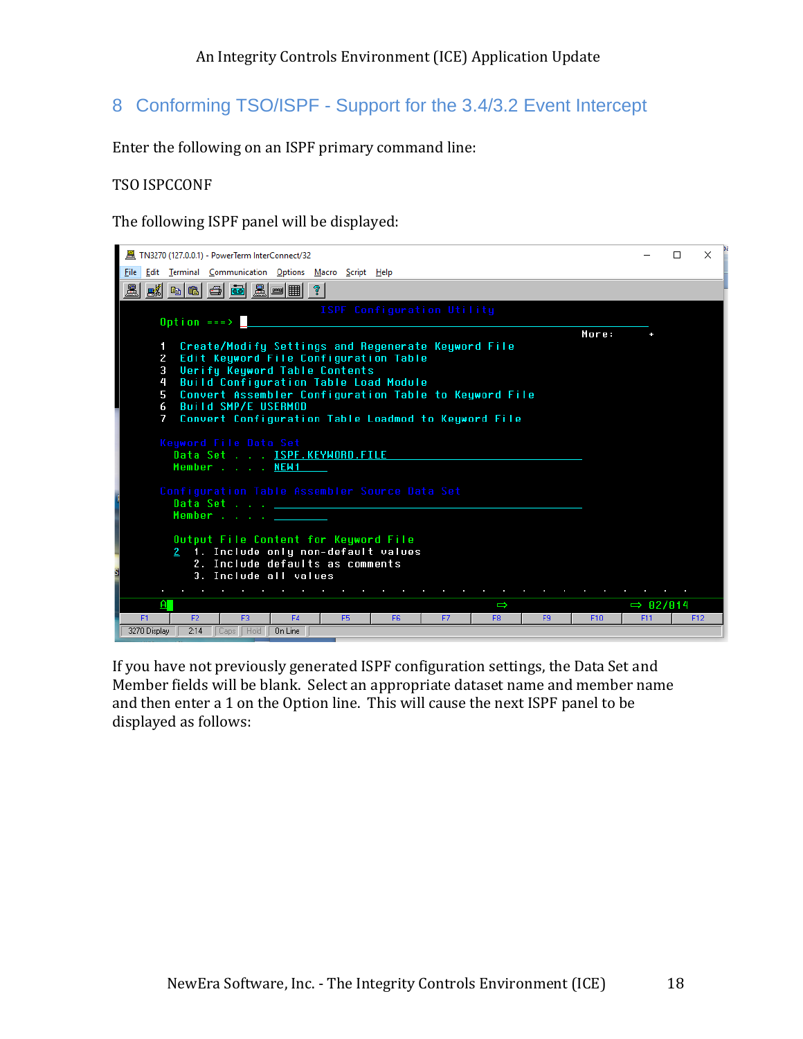## 8 Conforming TSO/ISPF - Support for the 3.4/3.2 Event Intercept

Enter the following on an ISPF primary command line:

TSO ISPCCONF

The following ISPF panel will be displayed:

```
TN3270 (127.0.0.1) - PowerTerm InterConnect/32
File  Edit  Terminal  Communication  Options  Macro  Script  Help

                              ISPF Configuration Utility
        Option ===>
                                                                    More:    +
        1  Create/Modify Settings and Regenerate Keyword File
        2  Edit Keyword File Configuration Table
        3  Verify Keyword Table Contents
        4  Build Configuration Table Load Module
        5  Convert Assembler Configuration Table to Keyword File
        6  Build SMP/E USERMOD
        7  Convert Configuration Table Loadmod to Keyword File

        Keyword File Data Set
          Data Set . . . . ISPF.KEYWORD.FILE
          Member . . . . . NEW1

        Configuration Table Assembler Source Data Set
          Data Set . . . .
          Member . . . . .

          Output File Content for Keyword File
          2   1. Include only non-default values
              2. Include defaults as comments
              3. Include all values
        . . . . . . . . . . . . . . . . . . . . . . . . . . .
        A                                                   ⇨           ⇨ 02/014
 F1   F2   F3   F4   F5   F6   F7   F8   F9   F10   F11   F12
 3270 Display   2:14   Caps   Hold   On Line
```

If you have not previously generated ISPF configuration settings, the Data Set and Member fields will be blank. Select an appropriate dataset name and member name and then enter a 1 on the Option line. This will cause the next ISPF panel to be displayed as follows: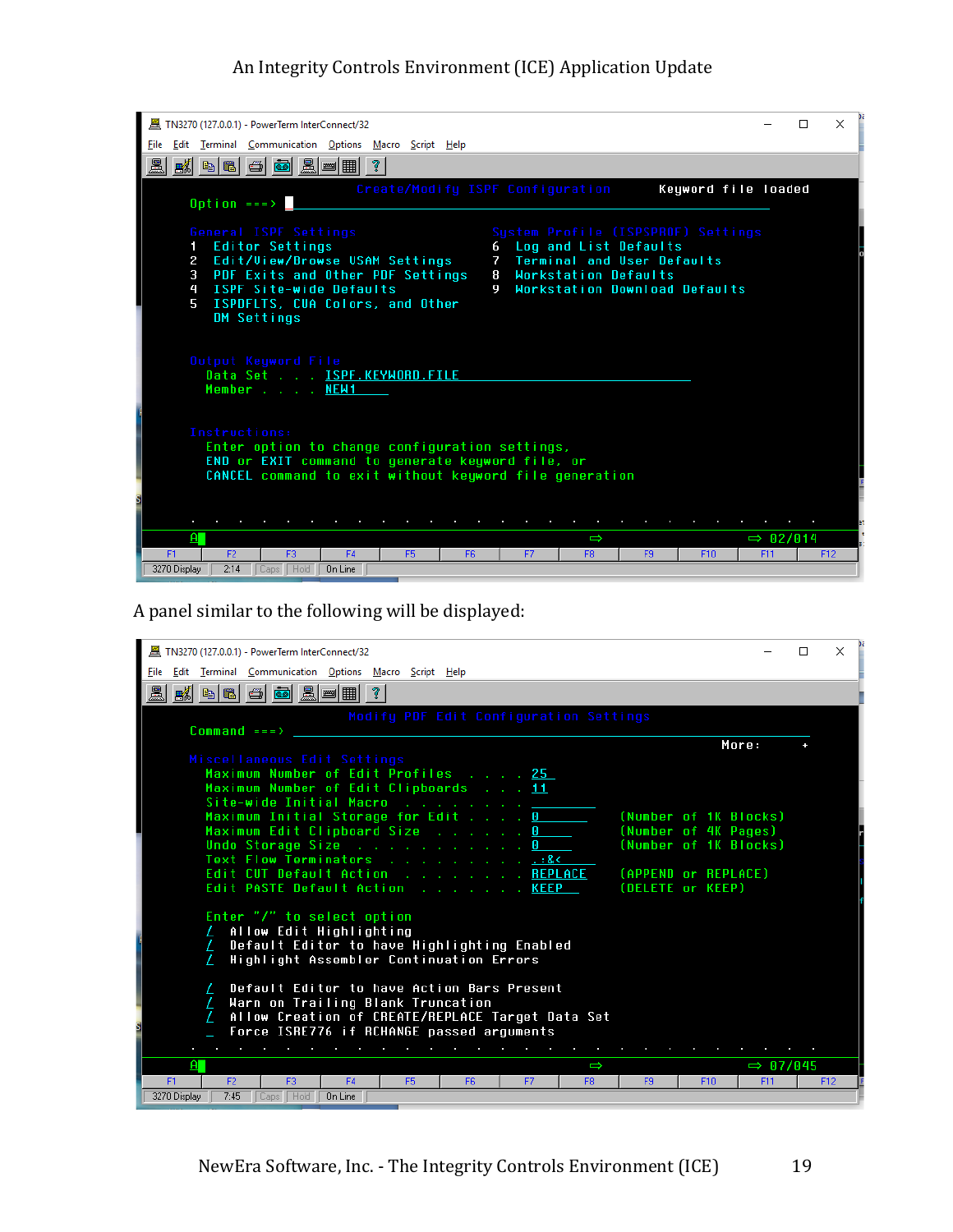```
TN3270 (127.0.0.1) - PowerTerm InterConnect/32
File  Edit  Terminal  Communication  Options  Macro  Script  Help

                 Create/Modify ISPF Configuration        Keyword file loaded
Option ===>

General ISPF Settings                      System Profile (ISPSPROF) Settings
1  Editor Settings                         6  Log and List Defaults
2  Edit/View/Browse USAM Settings          7  Terminal and User Defaults
3  PDF Exits and Other PDF Settings        8  Workstation Defaults
4  ISPF Site-wide Defaults                 9  Workstation Download Defaults
5  ISPDFLTS, CUA Colors, and Other
   DM Settings

Output Keyword File
  Data Set . . .  ISPF.KEYWORD.FILE
  Member . . . .  NEW1

Instructions:
  Enter option to change configuration settings,
  END or EXIT command to generate keyword file, or
  CANCEL command to exit without keyword file generation

A                                                              02/014
F1  F2  F3  F4  F5  F6  F7  F8  F9  F10  F11  F12
3270 Display   2:14   Caps   Hold   On Line
```

A panel similar to the following will be displayed:

```
TN3270 (127.0.0.1) - PowerTerm InterConnect/32
File  Edit  Terminal  Communication  Options  Macro  Script  Help

                 Modify PDF Edit Configuration Settings
Command ===>
                                                             More:     +
Miscellaneous Edit Settings
  Maximum Number of Edit Profiles . . . .  25
  Maximum Number of Edit Clipboards . . .  11
  Site-wide Initial Macro . . . . . . . .
  Maximum Initial Storage for Edit . . . . 0         (Number of 1K Blocks)
  Maximum Edit Clipboard Size . . . . . .  0         (Number of 4K Pages)
  Undo Storage Size . . . . . . . . . . .  0         (Number of 1K Blocks)
  Text Flow Terminators . . . . . . . . .  .:&<
  Edit CUT Default Action . . . . . . . .  REPLACE   (APPEND or REPLACE)
  Edit PASTE Default Action . . . . . . .  KEEP      (DELETE or KEEP)

  Enter "/" to select option
  /  Allow Edit Highlighting
  /  Default Editor to have Highlighting Enabled
  /  Highlight Assembler Continuation Errors

  /  Default Editor to have Action Bars Present
  /  Warn on Trailing Blank Truncation
  /  Allow Creation of CREATE/REPLACE Target Data Set
  _  Force ISRE776 if RCHANGE passed arguments

A                                                              07/045
F1  F2  F3  F4  F5  F6  F7  F8  F9  F10  F11  F12
3270 Display   7:45   Caps   Hold   On Line
```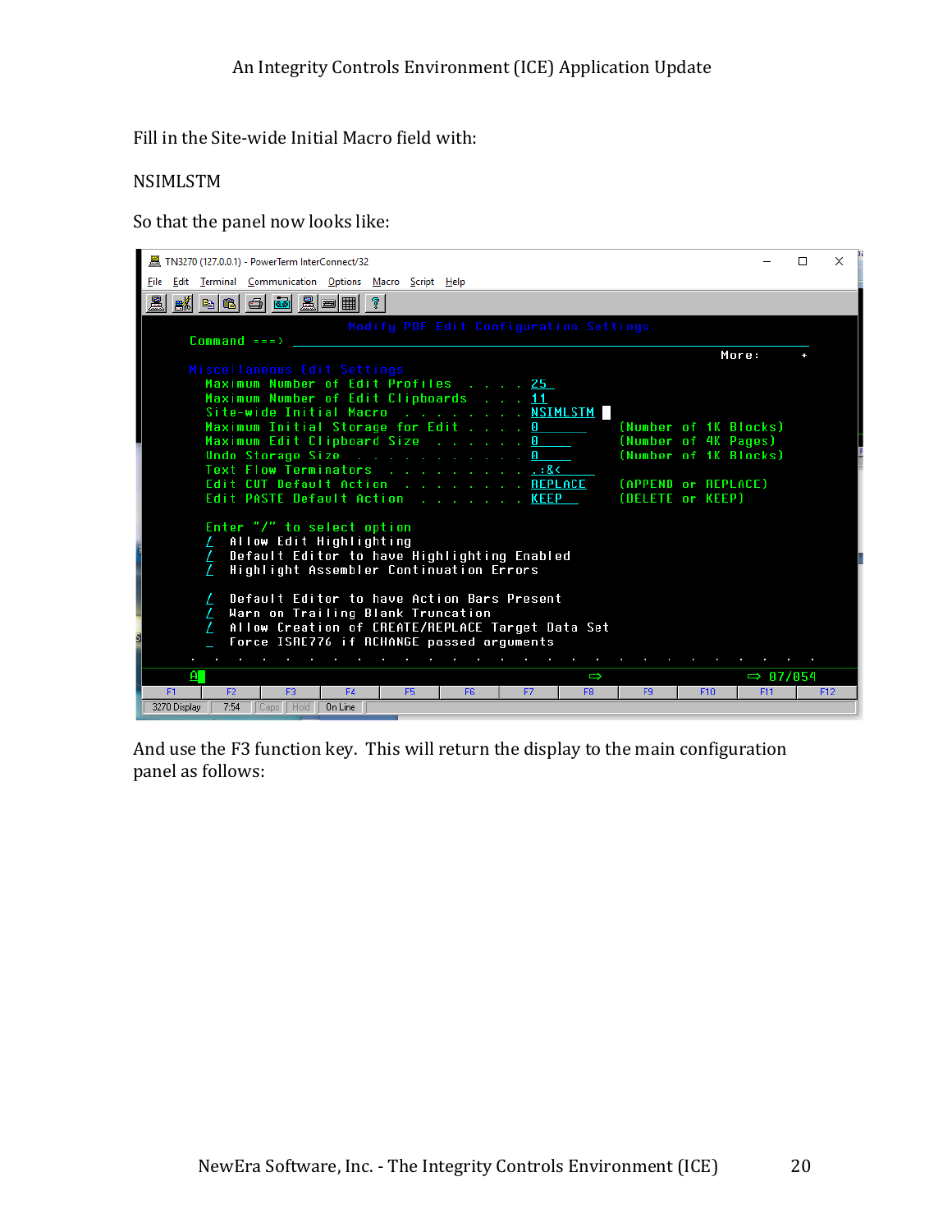Fill in the Site-wide Initial Macro field with:

NSIMLSTM

So that the panel now looks like:

```
TN3270 (127.0.0.1) - PowerTerm InterConnect/32
File  Edit  Terminal  Communication  Options  Macro  Script  Help

                          Modify PDF Edit Configuration Settings
  Command ===> 
                                                                  More:      +
  Miscellaneous Edit Settings
    Maximum Number of Edit Profiles . . . . 25
    Maximum Number of Edit Clipboards . . . 11
    Site-wide Initial Macro . . . . . . . . NSIMLSTM
    Maximum Initial Storage for Edit . . . . 0          (Number of 1K Blocks)
    Maximum Edit Clipboard Size . . . . . . 0          (Number of 4K Pages)
    Undo Storage Size . . . . . . . . . . . 0          (Number of 1K Blocks)
    Text Flow Terminators . . . . . . . . . .:&<
    Edit CUT Default Action . . . . . . . . REPLACE    (APPEND or REPLACE)
    Edit PASTE Default Action . . . . . . . KEEP       (DELETE or KEEP)

    Enter "/" to select option
    /  Allow Edit Highlighting
    /  Default Editor to have Highlighting Enabled
    /  Highlight Assembler Continuation Errors

    /  Default Editor to have Action Bars Present
    /  Warn on Trailing Blank Truncation
    /  Allow Creation of CREATE/REPLACE Target Data Set
    _  Force ISRE776 if RCHANGE passed arguments

  A                                                  ⇨                    ⇨ 07/054
  F1  F2  F3  F4  F5  F6  F7  F8  F9  F10  F11  F12
  3270 Display  7:54  Caps  Hold  On Line
```

And use the F3 function key. This will return the display to the main configuration panel as follows: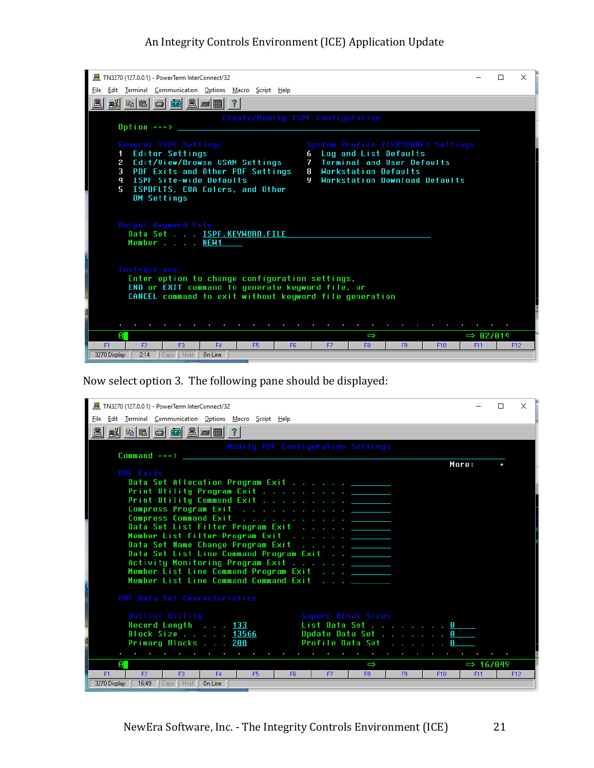```
TN3270 (127.0.0.1) - PowerTerm InterConnect/32
File  Edit  Terminal  Communication  Options  Macro  Script  Help

                     Create/Modify ISPF Configuration
 Option ===> ____________________________________________________________

 General ISPF Settings                      System Profile (ISPSPROF) Settings
 1  Editor Settings                         6  Log and List Defaults
 2  Edit/View/Browse USAM Settings          7  Terminal and User Defaults
 3  PDF Exits and Other PDF Settings        8  Workstation Defaults
 4  ISPF Site-wide Defaults                 9  Workstation Download Defaults
 5  ISPDFLTS, CUA Colors, and Other
    DM Settings

 Output Keyword File
   Data Set . . . ISPF.KEYWORD.FILE
   Member . . . . NEW1

 Instructions:
   Enter option to change configuration settings,
   END or EXIT command to generate keyword file, or
   CANCEL command to exit without keyword file generation

 A                                                              02/014
 F1  F2  F3  F4  F5  F6  F7  F8  F9  F10  F11  F12
 3270 Display   2:14   Caps   Hold   On Line
```

Now select option 3. The following pane should be displayed:

```
TN3270 (127.0.0.1) - PowerTerm InterConnect/32
File  Edit  Terminal  Communication  Options  Macro  Script  Help

                     Modify PDF Configuration Settings
 Command ===> ____________________________________________________________
                                                                More:     +
 PDF Exits
   Data Set Allocation Program Exit . . . . . . ________
   Print Utility Program Exit . . . . . . . . . ________
   Print Utility Command Exit . . . . . . . . . ________
   Compress Program Exit  . . . . . . . . . . . ________
   Compress Command Exit  . . . . . . . . . . . ________
   Data Set List Filter Program Exit  . . . . . ________
   Member List Filter Program Exit  . . . . . . ________
   Data Set Name Change Program Exit  . . . . . ________
   Data Set List Line Command Program Exit  . . ________
   Activity Monitoring Program Exit . . . . . . ________
   Member List Line Command Program Exit  . . . ________
   Member List Line Command Command Exit  . . . ________

 PDF Data Set Characteristics

   Outlist Utility                     SuperC Block Sizes
   Record Length  . . . 133            List Data Set . . . . . . . . 0
   Block Size . . . . . 13566          Update Data Set . . . . . . . 0
   Primary Blocks . . . 200            Profile Data Set  . . . . . . 0

 A                                                              16/049
 F1  F2  F3  F4  F5  F6  F7  F8  F9  F10  F11  F12
 3270 Display   16:49   Caps   Hold   On Line
```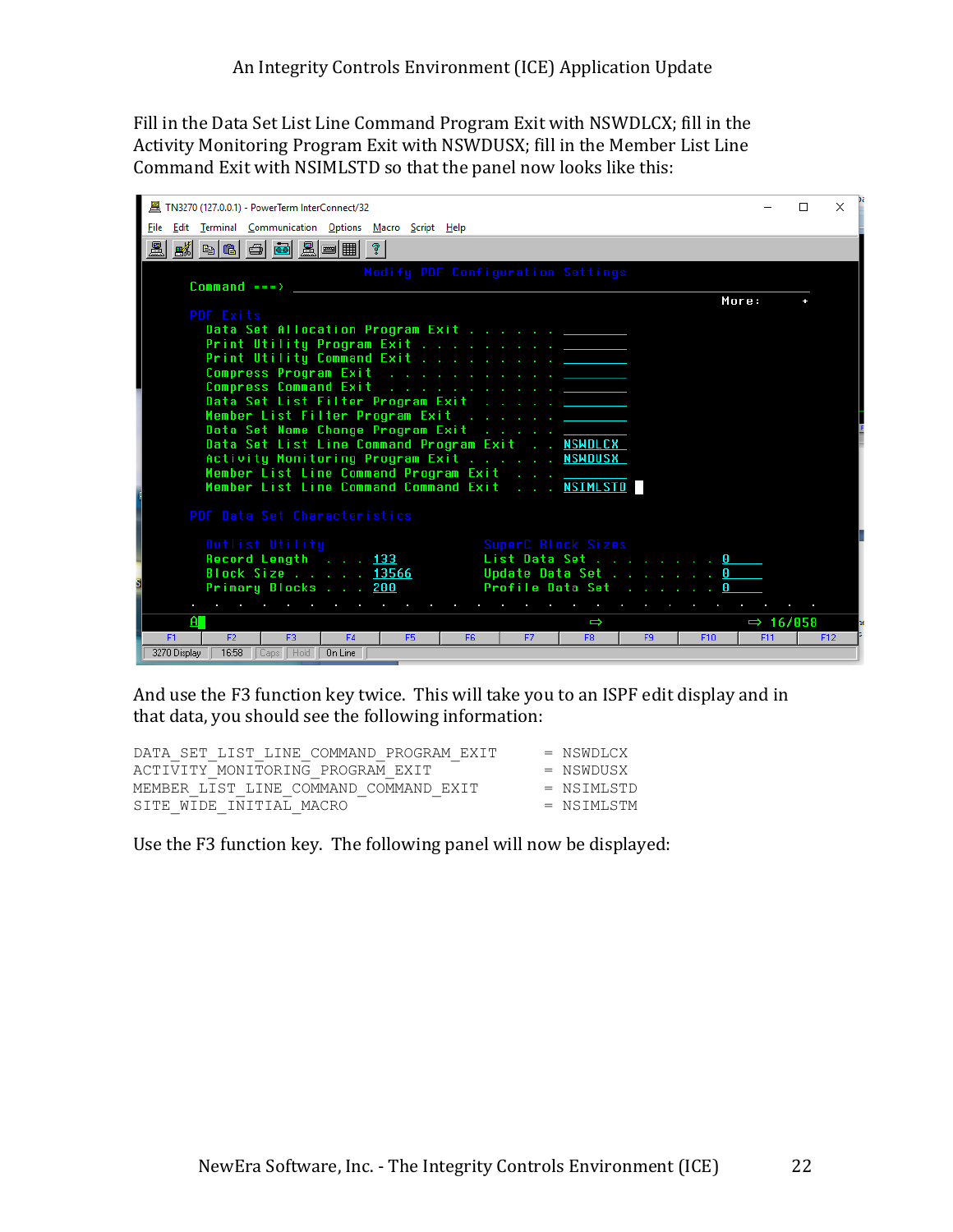Fill in the Data Set List Line Command Program Exit with NSWDLCX; fill in the Activity Monitoring Program Exit with NSWDUSX; fill in the Member List Line Command Exit with NSIMLSTD so that the panel now looks like this:

```
TN3270 (127.0.0.1) - PowerTerm InterConnect/32
File  Edit  Terminal  Communication  Options  Macro  Script  Help

                      Modify PDF Configuration Settings
Command ===> 
                                                                   More:     +
PDF Exits
  Data Set Allocation Program Exit . . . . . . . ________
  Print Utility Program Exit . . . . . . . . . . ________
  Print Utility Command Exit . . . . . . . . . . ________
  Compress Program Exit  . . . . . . . . . . . . ________
  Compress Command Exit  . . . . . . . . . . . . ________
  Data Set List Filter Program Exit  . . . . . . ________
  Member List Filter Program Exit  . . . . . . . ________
  Data Set Name Change Program Exit  . . . . . . ________
  Data Set List Line Command Program Exit  . . . NSWDLCX_
  Activity Monitoring Program Exit . . . . . . . NSWDUSX_
  Member List Line Command Program Exit  . . . . ________
  Member List Line Command Command Exit  . . . . NSIMLSTD

PDF Data Set Characteristics

  Outlist Utility                        SuperC Block Sizes
  Record Length  . . . 133               List Data Set . . . . . . . . 0
  Block Size . . . . . 13566             Update Data Set . . . . . . . 0
  Primary Blocks . . . 200               Profile Data Set  . . . . . . 0

                                                                   16/058
F1  F2  F3  F4  F5  F6  F7  F8  F9  F10  F11  F12
3270 Display   16:58   Caps   Hod   On Line
```

And use the F3 function key twice. This will take you to an ISPF edit display and in that data, you should see the following information:

```
DATA_SET_LIST_LINE_COMMAND_PROGRAM_EXIT      = NSWDLCX
ACTIVITY_MONITORING_PROGRAM_EXIT             = NSWDUSX
MEMBER_LIST_LINE_COMMAND_COMMAND_EXIT        = NSIMLSTD
SITE_WIDE_INITIAL_MACRO                      = NSIMLSTM
```

Use the F3 function key. The following panel will now be displayed: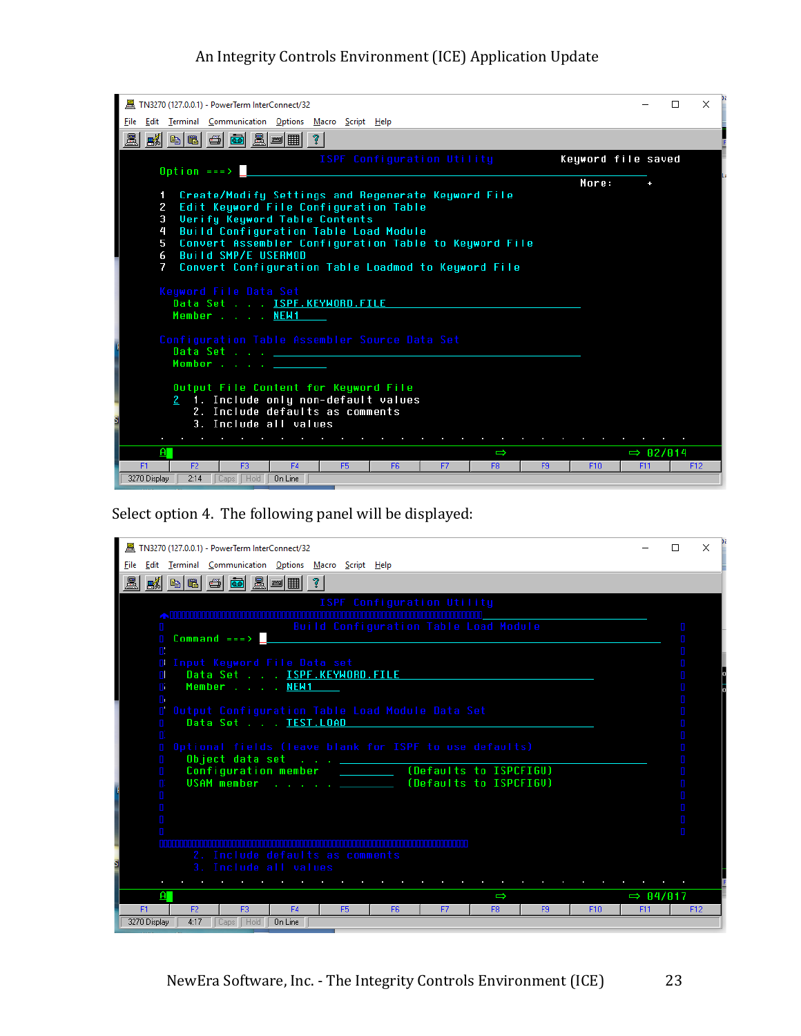```
TN3270 (127.0.0.1) - PowerTerm InterConnect/32
File  Edit  Terminal  Communication  Options  Macro  Script  Help

                      ISPF Configuration Utility              Keyword file saved
   Option ===>
                                                                  More:     +
   1  Create/Modify Settings and Regenerate Keyword File
   2  Edit Keyword File Configuration Table
   3  Verify Keyword Table Contents
   4  Build Configuration Table Load Module
   5  Convert Assembler Configuration Table to Keyword File
   6  Build SMP/E USERMOD
   7  Convert Configuration Table Loadmod to Keyword File

   Keyword File Data Set
     Data Set . . . ISPF.KEYWORD.FILE
     Member . . . . NEW1

   Configuration Table Assembler Source Data Set
     Data Set . . .
     Member . . . .

     Output File Content for Keyword File
     2  1. Include only non-default values
        2. Include defaults as comments
        3. Include all values

   A                                                              02/014
3270 Display   2:14   Caps   Hold   On Line
```

Select option 4. The following panel will be displayed:

```
TN3270 (127.0.0.1) - PowerTerm InterConnect/32
File  Edit  Terminal  Communication  Options  Macro  Script  Help

                      ISPF Configuration Utility

                     Build Configuration Table Load Module
   Command ===>

   Input Keyword File Data set
     Data Set . . . ISPF.KEYWORD.FILE
     Member . . . . NEW1

   Output Configuration Table Load Module Data Set
     Data Set . . . TEST.LOAD

   Optional fields (leave blank for ISPF to use defaults)
     Object data set  . . .
     Configuration member             (Defaults to ISPCFIGU)
     VSAM member  . . . . .           (Defaults to ISPCFIGV)

        2. Include defaults as comments
        3. Include all values

   A                                                              04/017
3270 Display   4:17   Caps   Hold   On Line
```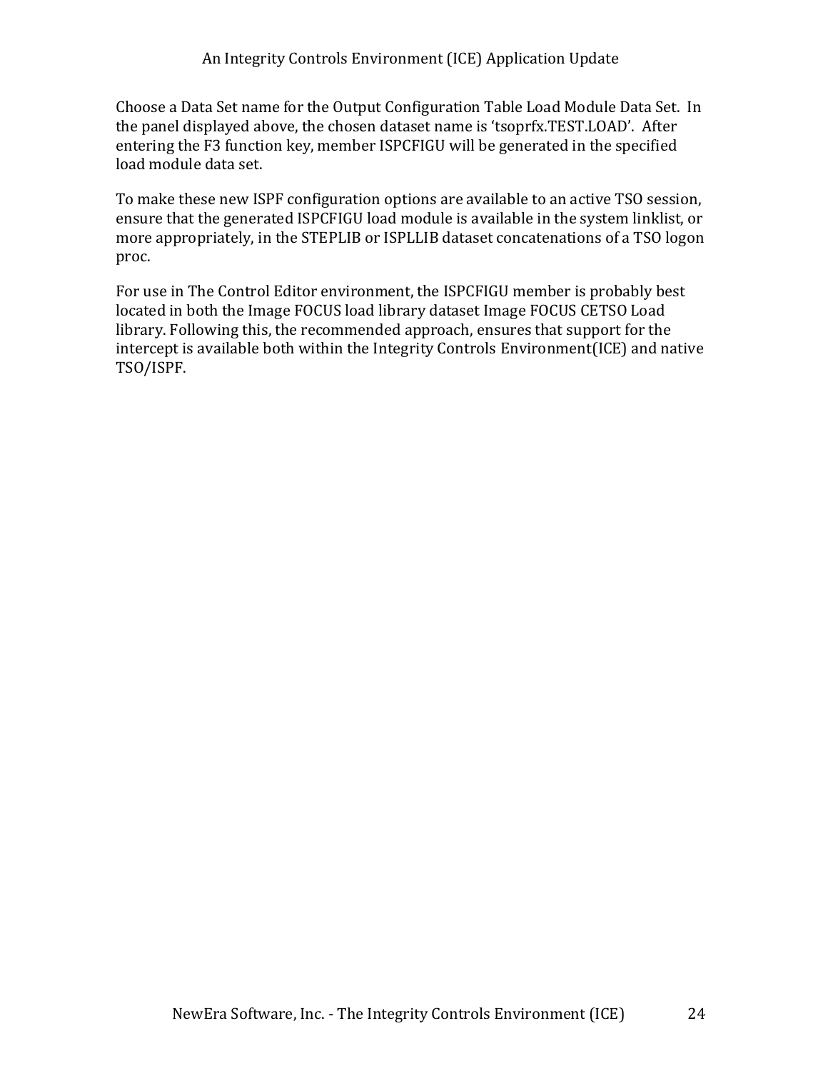Choose a Data Set name for the Output Configuration Table Load Module Data Set. In the panel displayed above, the chosen dataset name is 'tsoprfx.TEST.LOAD'. After entering the F3 function key, member ISPCFIGU will be generated in the specified load module data set.

To make these new ISPF configuration options are available to an active TSO session, ensure that the generated ISPCFIGU load module is available in the system linklist, or more appropriately, in the STEPLIB or ISPLLIB dataset concatenations of a TSO logon proc.

For use in The Control Editor environment, the ISPCFIGU member is probably best located in both the Image FOCUS load library dataset Image FOCUS CETSO Load library. Following this, the recommended approach, ensures that support for the intercept is available both within the Integrity Controls Environment(ICE) and native TSO/ISPF.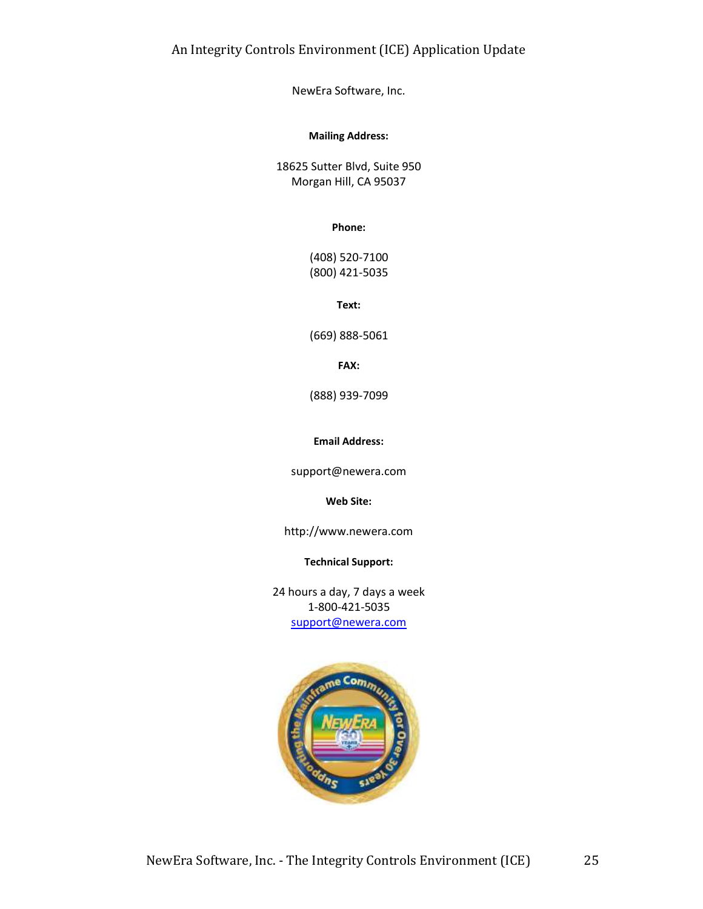NewEra Software, Inc.

**Mailing Address:**

18625 Sutter Blvd, Suite 950
Morgan Hill, CA 95037

**Phone:**

(408) 520-7100
(800) 421-5035

**Text:**

(669) 888-5061

**FAX:**

(888) 939-7099

**Email Address:**

support@newera.com

**Web Site:**

http://www.newera.com

**Technical Support:**

24 hours a day, 7 days a week
1-800-421-5035
support@newera.com